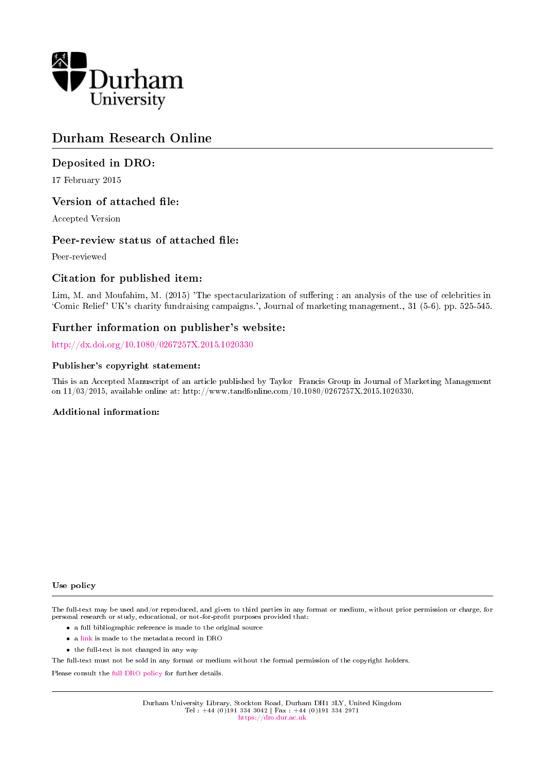Durham University

# Durham Research Online

## Deposited in DRO:

17 February 2015

## Version of attached file:

Accepted Version

## Peer-review status of attached file:

Peer-reviewed

## Citation for published item:

Lim, M. and Moufahim, M. (2015) 'The spectacularization of suffering : an analysis of the use of celebrities in 'Comic Relief' UK's charity fundraising campaigns.', Journal of marketing management., 31 (5-6). pp. 525-545.

## Further information on publisher's website:

http://dx.doi.org/10.1080/0267257X.2015.1020330

### Publisher's copyright statement:

This is an Accepted Manuscript of an article published by Taylor Francis Group in Journal of Marketing Management on 11/03/2015, available online at: http://www.tandfonline.com/10.1080/0267257X.2015.1020330.

### Additional information:

### Use policy

The full-text may be used and/or reproduced, and given to third parties in any format or medium, without prior permission or charge, for personal research or study, educational, or not-for-profit purposes provided that:

- a full bibliographic reference is made to the original source
- a link is made to the metadata record in DRO
- the full-text is not changed in any way

The full-text must not be sold in any format or medium without the formal permission of the copyright holders.

Please consult the full DRO policy for further details.

Durham University Library, Stockton Road, Durham DH1 3LY, United Kingdom
Tel : +44 (0)191 334 3042 | Fax : +44 (0)191 334 2971
https://dro.dur.ac.uk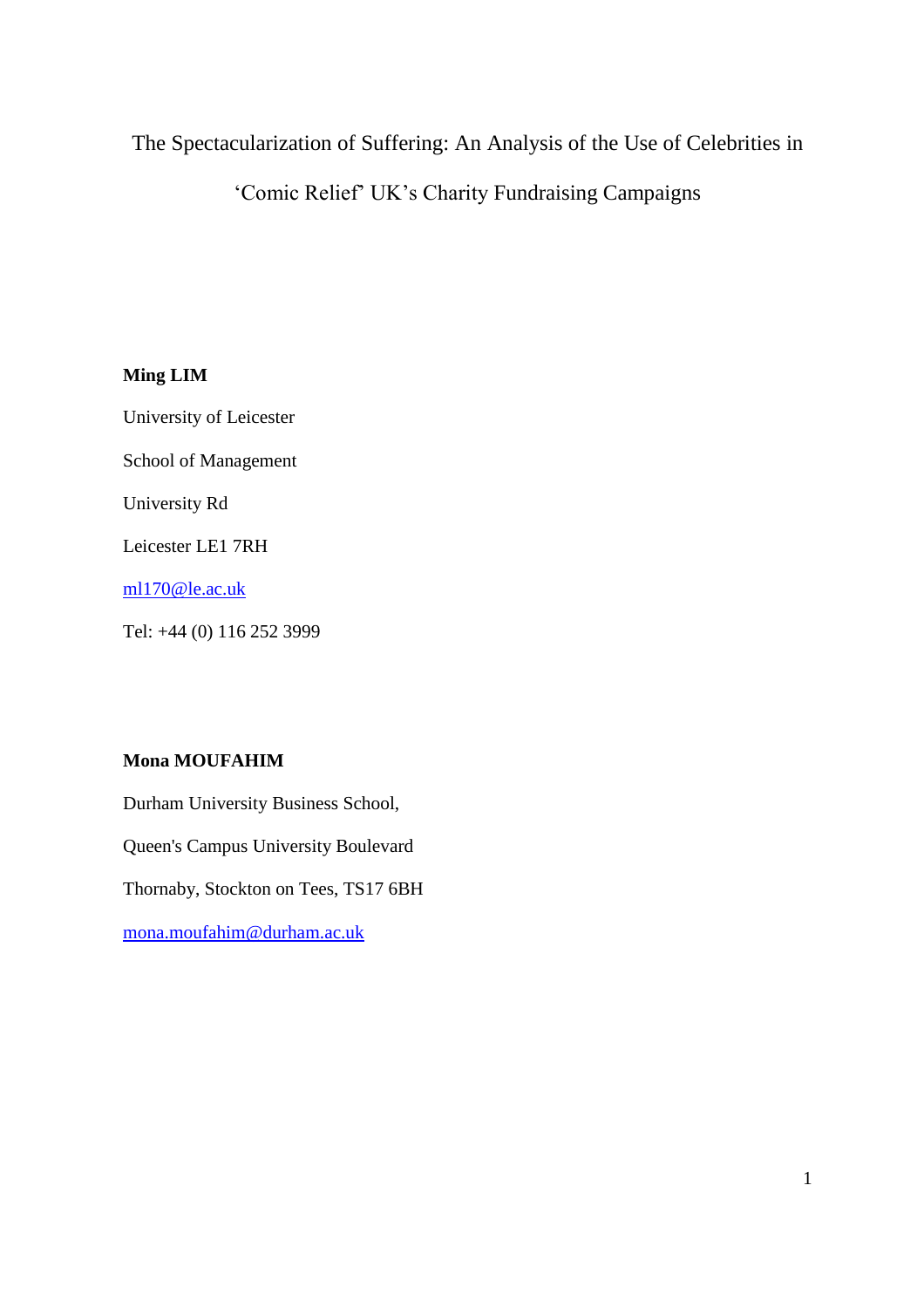# The Spectacularization of Suffering: An Analysis of the Use of Celebrities in 'Comic Relief' UK's Charity Fundraising Campaigns

**Ming LIM**

University of Leicester

School of Management

University Rd

Leicester LE1 7RH

ml170@le.ac.uk

Tel: +44 (0) 116 252 3999

**Mona MOUFAHIM**

Durham University Business School,

Queen's Campus University Boulevard

Thornaby, Stockton on Tees, TS17 6BH

mona.moufahim@durham.ac.uk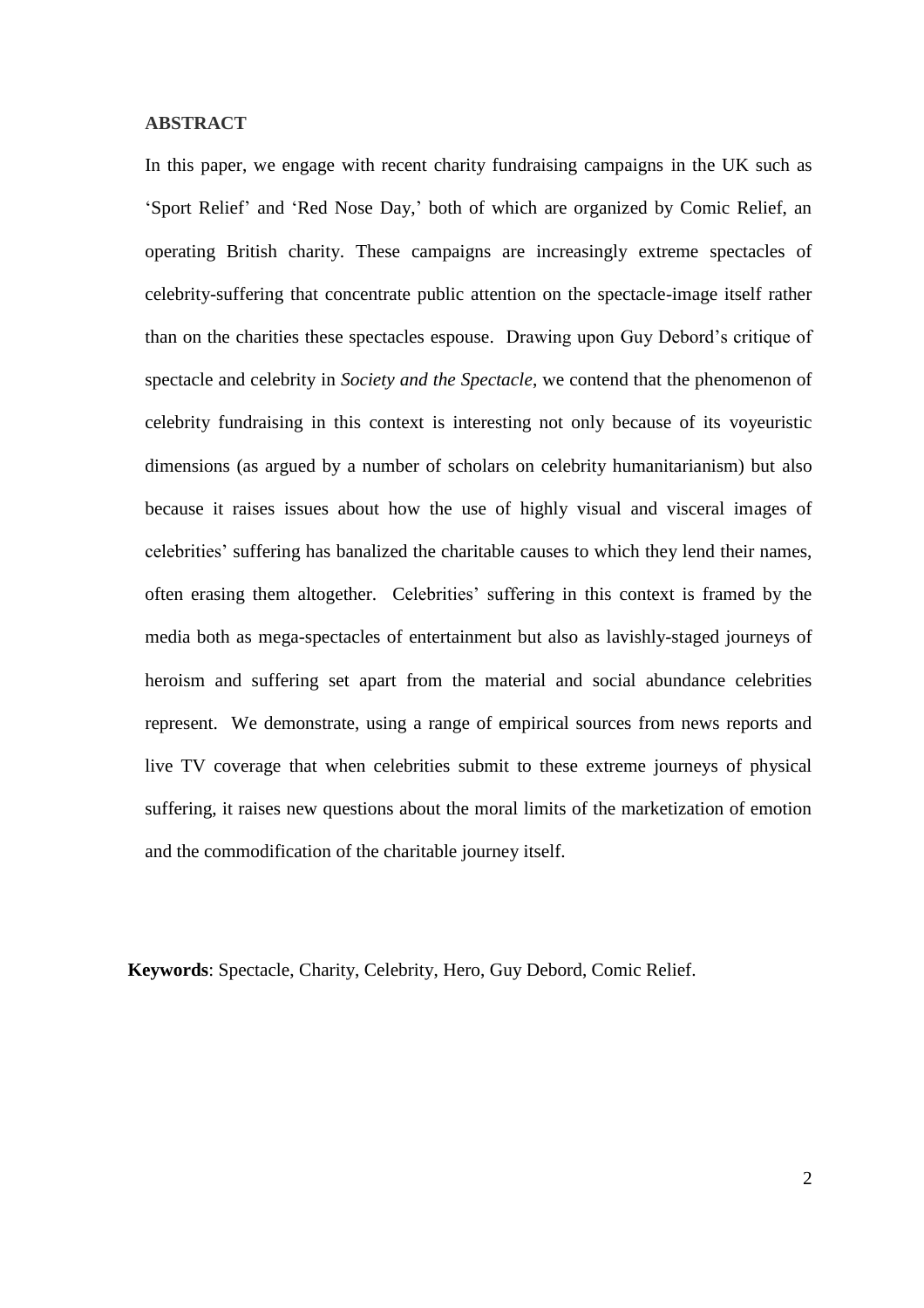## ABSTRACT

In this paper, we engage with recent charity fundraising campaigns in the UK such as 'Sport Relief' and 'Red Nose Day,' both of which are organized by Comic Relief, an operating British charity. These campaigns are increasingly extreme spectacles of celebrity-suffering that concentrate public attention on the spectacle-image itself rather than on the charities these spectacles espouse. Drawing upon Guy Debord's critique of spectacle and celebrity in *Society and the Spectacle*, we contend that the phenomenon of celebrity fundraising in this context is interesting not only because of its voyeuristic dimensions (as argued by a number of scholars on celebrity humanitarianism) but also because it raises issues about how the use of highly visual and visceral images of celebrities' suffering has banalized the charitable causes to which they lend their names, often erasing them altogether. Celebrities' suffering in this context is framed by the media both as mega-spectacles of entertainment but also as lavishly-staged journeys of heroism and suffering set apart from the material and social abundance celebrities represent. We demonstrate, using a range of empirical sources from news reports and live TV coverage that when celebrities submit to these extreme journeys of physical suffering, it raises new questions about the moral limits of the marketization of emotion and the commodification of the charitable journey itself.

**Keywords**: Spectacle, Charity, Celebrity, Hero, Guy Debord, Comic Relief.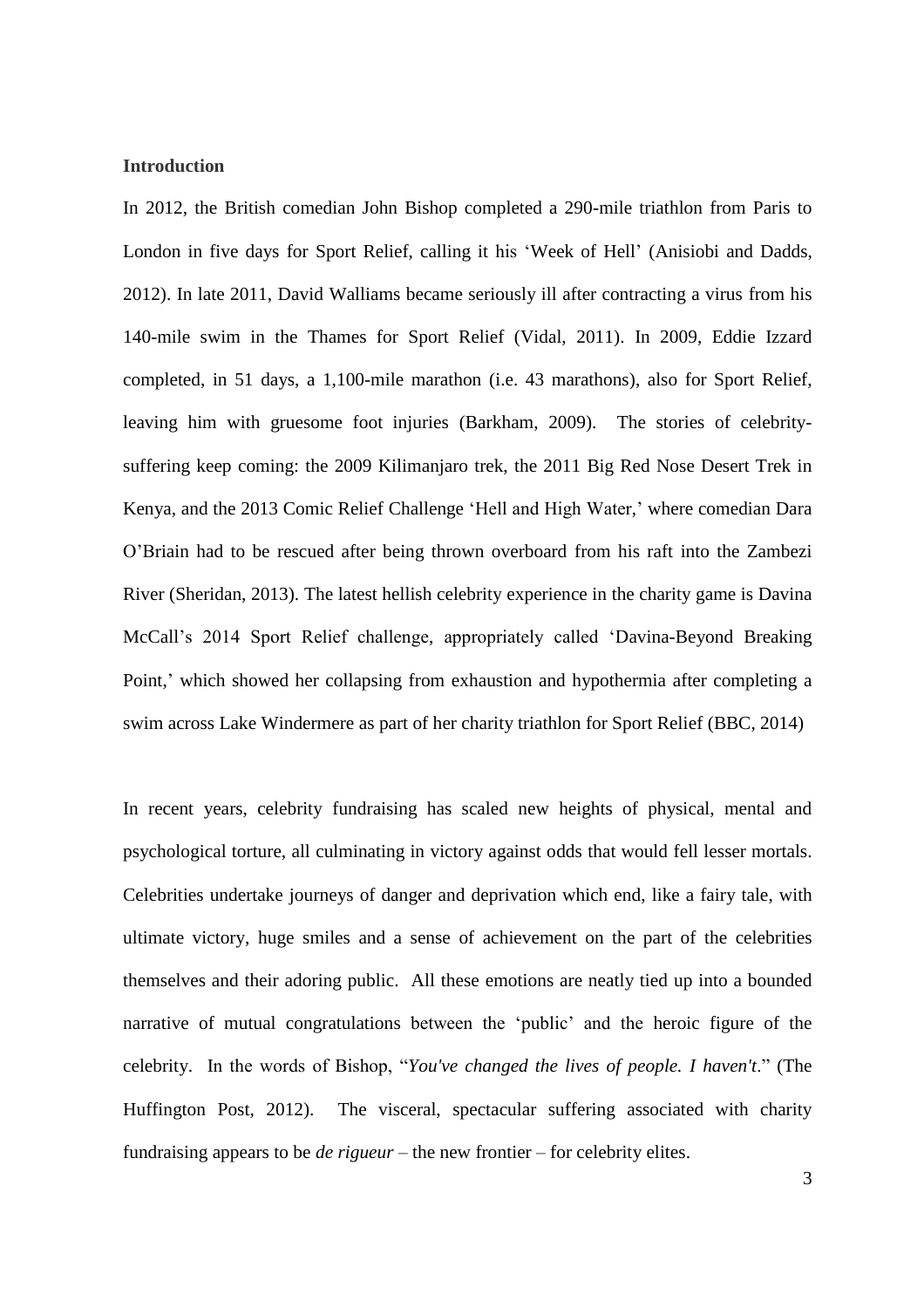**Introduction**

In 2012, the British comedian John Bishop completed a 290-mile triathlon from Paris to London in five days for Sport Relief, calling it his 'Week of Hell' (Anisiobi and Dadds, 2012). In late 2011, David Walliams became seriously ill after contracting a virus from his 140-mile swim in the Thames for Sport Relief (Vidal, 2011). In 2009, Eddie Izzard completed, in 51 days, a 1,100-mile marathon (i.e. 43 marathons), also for Sport Relief, leaving him with gruesome foot injuries (Barkham, 2009). The stories of celebrity-suffering keep coming: the 2009 Kilimanjaro trek, the 2011 Big Red Nose Desert Trek in Kenya, and the 2013 Comic Relief Challenge 'Hell and High Water,' where comedian Dara O'Briain had to be rescued after being thrown overboard from his raft into the Zambezi River (Sheridan, 2013). The latest hellish celebrity experience in the charity game is Davina McCall's 2014 Sport Relief challenge, appropriately called 'Davina-Beyond Breaking Point,' which showed her collapsing from exhaustion and hypothermia after completing a swim across Lake Windermere as part of her charity triathlon for Sport Relief (BBC, 2014)

In recent years, celebrity fundraising has scaled new heights of physical, mental and psychological torture, all culminating in victory against odds that would fell lesser mortals. Celebrities undertake journeys of danger and deprivation which end, like a fairy tale, with ultimate victory, huge smiles and a sense of achievement on the part of the celebrities themselves and their adoring public. All these emotions are neatly tied up into a bounded narrative of mutual congratulations between the 'public' and the heroic figure of the celebrity. In the words of Bishop, "*You've changed the lives of people. I haven't*." (The Huffington Post, 2012). The visceral, spectacular suffering associated with charity fundraising appears to be *de rigueur* – the new frontier – for celebrity elites.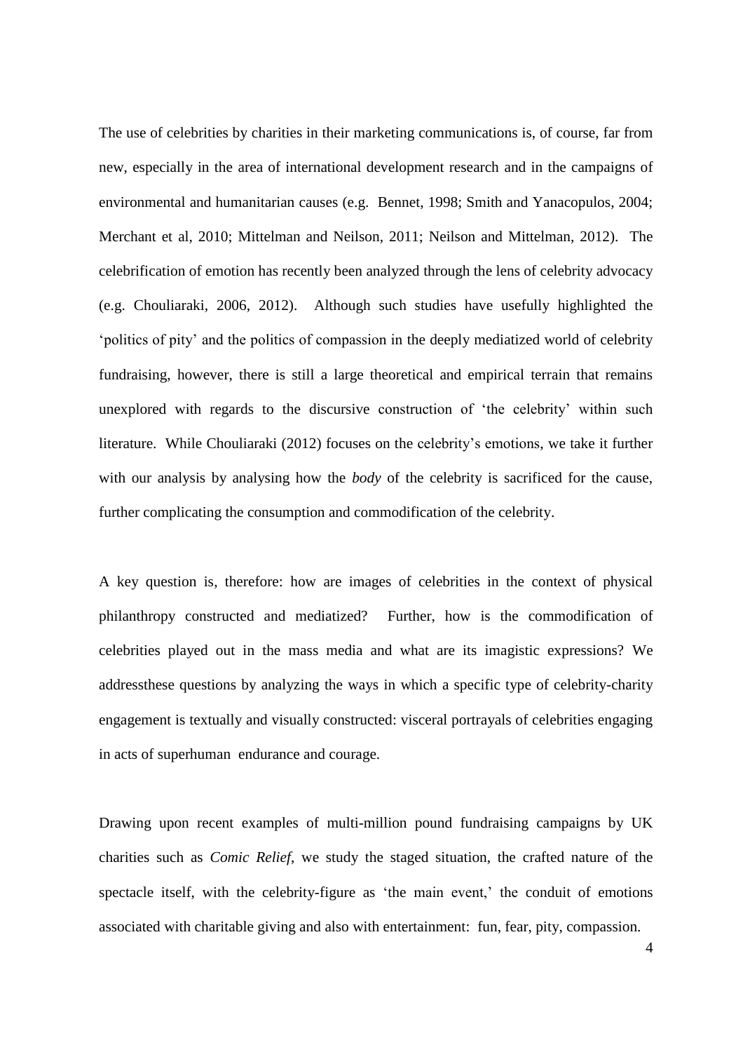The use of celebrities by charities in their marketing communications is, of course, far from new, especially in the area of international development research and in the campaigns of environmental and humanitarian causes (e.g. Bennet, 1998; Smith and Yanacopulos, 2004; Merchant et al, 2010; Mittelman and Neilson, 2011; Neilson and Mittelman, 2012). The celebrification of emotion has recently been analyzed through the lens of celebrity advocacy (e.g. Chouliaraki, 2006, 2012). Although such studies have usefully highlighted the 'politics of pity' and the politics of compassion in the deeply mediatized world of celebrity fundraising, however, there is still a large theoretical and empirical terrain that remains unexplored with regards to the discursive construction of 'the celebrity' within such literature. While Chouliaraki (2012) focuses on the celebrity's emotions, we take it further with our analysis by analysing how the *body* of the celebrity is sacrificed for the cause, further complicating the consumption and commodification of the celebrity.

A key question is, therefore: how are images of celebrities in the context of physical philanthropy constructed and mediatized? Further, how is the commodification of celebrities played out in the mass media and what are its imagistic expressions? We addressthese questions by analyzing the ways in which a specific type of celebrity-charity engagement is textually and visually constructed: visceral portrayals of celebrities engaging in acts of superhuman endurance and courage.

Drawing upon recent examples of multi-million pound fundraising campaigns by UK charities such as *Comic Relief*, we study the staged situation, the crafted nature of the spectacle itself, with the celebrity-figure as 'the main event,' the conduit of emotions associated with charitable giving and also with entertainment: fun, fear, pity, compassion.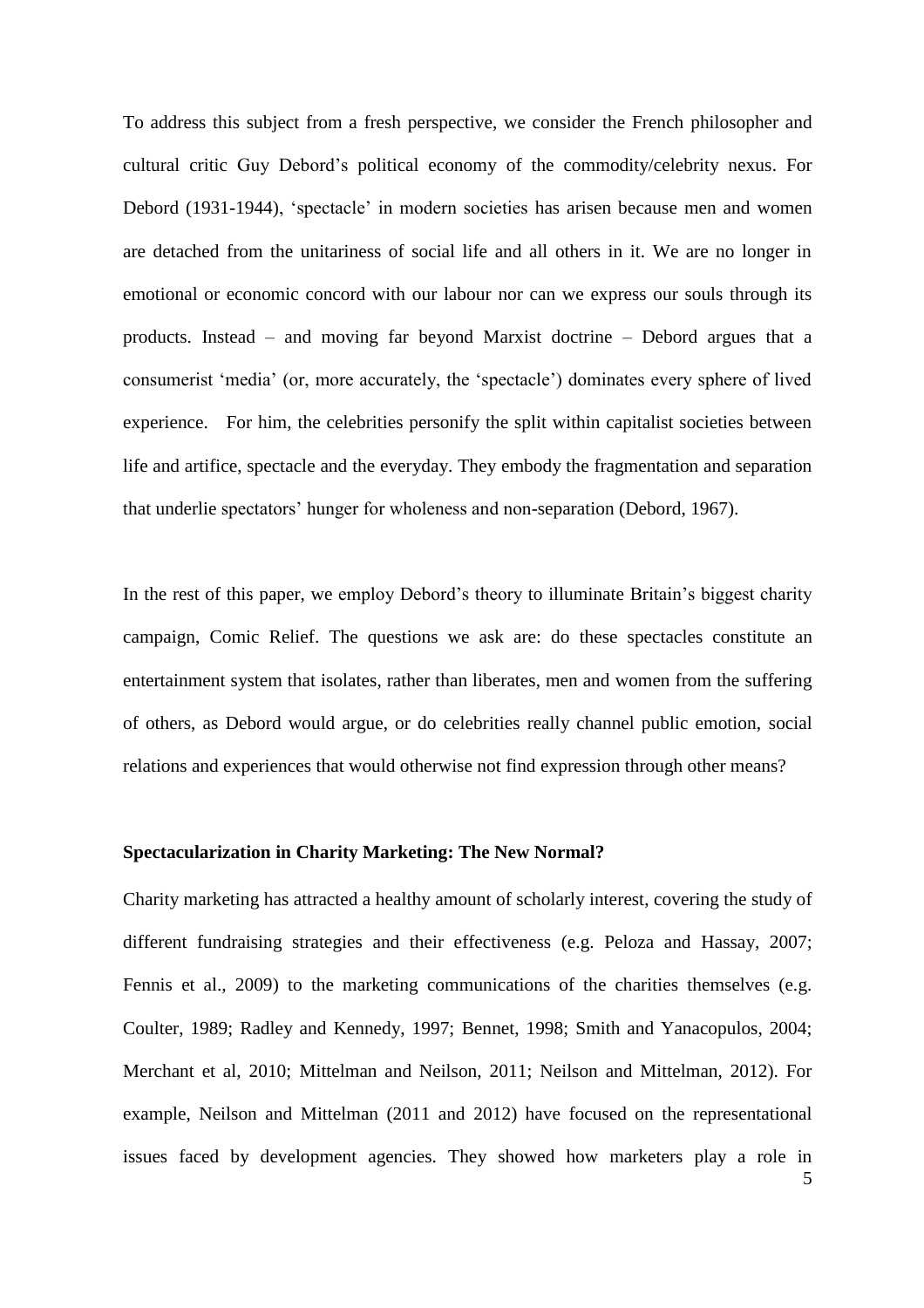To address this subject from a fresh perspective, we consider the French philosopher and cultural critic Guy Debord's political economy of the commodity/celebrity nexus. For Debord (1931-1944), 'spectacle' in modern societies has arisen because men and women are detached from the unitariness of social life and all others in it. We are no longer in emotional or economic concord with our labour nor can we express our souls through its products. Instead – and moving far beyond Marxist doctrine – Debord argues that a consumerist 'media' (or, more accurately, the 'spectacle') dominates every sphere of lived experience. For him, the celebrities personify the split within capitalist societies between life and artifice, spectacle and the everyday. They embody the fragmentation and separation that underlie spectators' hunger for wholeness and non-separation (Debord, 1967).

In the rest of this paper, we employ Debord's theory to illuminate Britain's biggest charity campaign, Comic Relief. The questions we ask are: do these spectacles constitute an entertainment system that isolates, rather than liberates, men and women from the suffering of others, as Debord would argue, or do celebrities really channel public emotion, social relations and experiences that would otherwise not find expression through other means?

**Spectacularization in Charity Marketing: The New Normal?**

Charity marketing has attracted a healthy amount of scholarly interest, covering the study of different fundraising strategies and their effectiveness (e.g. Peloza and Hassay, 2007; Fennis et al., 2009) to the marketing communications of the charities themselves (e.g. Coulter, 1989; Radley and Kennedy, 1997; Bennet, 1998; Smith and Yanacopulos, 2004; Merchant et al, 2010; Mittelman and Neilson, 2011; Neilson and Mittelman, 2012). For example, Neilson and Mittelman (2011 and 2012) have focused on the representational issues faced by development agencies. They showed how marketers play a role in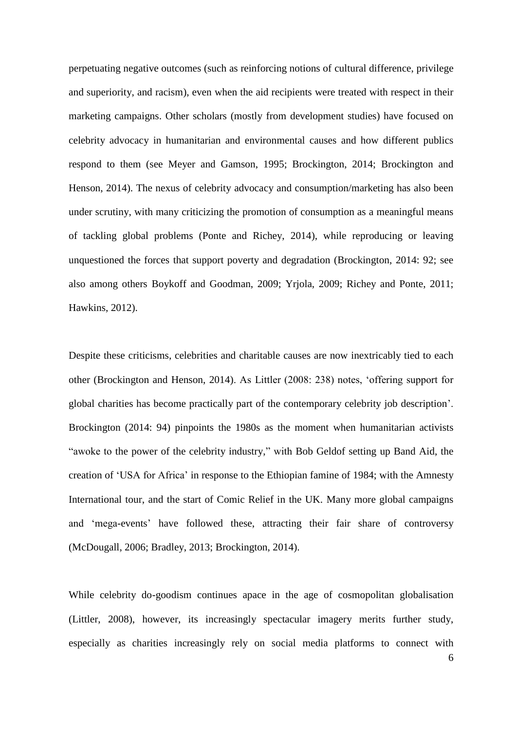perpetuating negative outcomes (such as reinforcing notions of cultural difference, privilege and superiority, and racism), even when the aid recipients were treated with respect in their marketing campaigns. Other scholars (mostly from development studies) have focused on celebrity advocacy in humanitarian and environmental causes and how different publics respond to them (see Meyer and Gamson, 1995; Brockington, 2014; Brockington and Henson, 2014). The nexus of celebrity advocacy and consumption/marketing has also been under scrutiny, with many criticizing the promotion of consumption as a meaningful means of tackling global problems (Ponte and Richey, 2014), while reproducing or leaving unquestioned the forces that support poverty and degradation (Brockington, 2014: 92; see also among others Boykoff and Goodman, 2009; Yrjola, 2009; Richey and Ponte, 2011; Hawkins, 2012).

Despite these criticisms, celebrities and charitable causes are now inextricably tied to each other (Brockington and Henson, 2014). As Littler (2008: 238) notes, 'offering support for global charities has become practically part of the contemporary celebrity job description'. Brockington (2014: 94) pinpoints the 1980s as the moment when humanitarian activists "awoke to the power of the celebrity industry," with Bob Geldof setting up Band Aid, the creation of 'USA for Africa' in response to the Ethiopian famine of 1984; with the Amnesty International tour, and the start of Comic Relief in the UK. Many more global campaigns and 'mega-events' have followed these, attracting their fair share of controversy (McDougall, 2006; Bradley, 2013; Brockington, 2014).

While celebrity do-goodism continues apace in the age of cosmopolitan globalisation (Littler, 2008), however, its increasingly spectacular imagery merits further study, especially as charities increasingly rely on social media platforms to connect with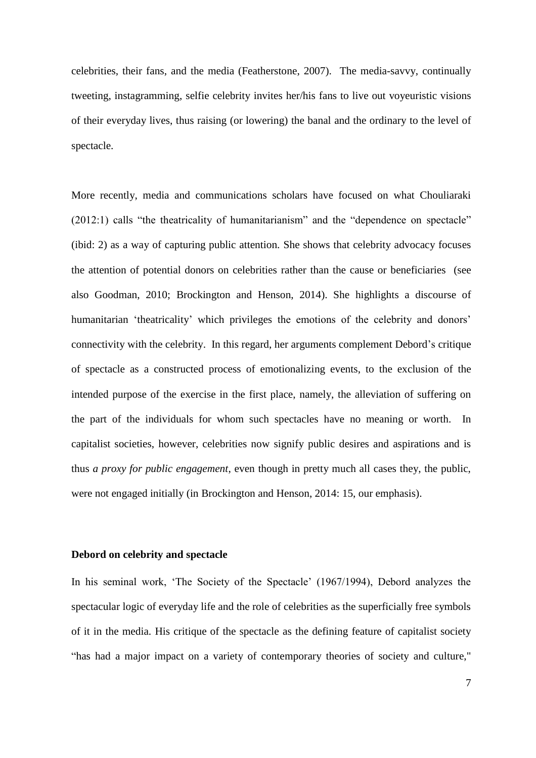celebrities, their fans, and the media (Featherstone, 2007). The media-savvy, continually tweeting, instagramming, selfie celebrity invites her/his fans to live out voyeuristic visions of their everyday lives, thus raising (or lowering) the banal and the ordinary to the level of spectacle.

More recently, media and communications scholars have focused on what Chouliaraki (2012:1) calls "the theatricality of humanitarianism" and the "dependence on spectacle" (ibid: 2) as a way of capturing public attention. She shows that celebrity advocacy focuses the attention of potential donors on celebrities rather than the cause or beneficiaries (see also Goodman, 2010; Brockington and Henson, 2014). She highlights a discourse of humanitarian 'theatricality' which privileges the emotions of the celebrity and donors' connectivity with the celebrity. In this regard, her arguments complement Debord's critique of spectacle as a constructed process of emotionalizing events, to the exclusion of the intended purpose of the exercise in the first place, namely, the alleviation of suffering on the part of the individuals for whom such spectacles have no meaning or worth. In capitalist societies, however, celebrities now signify public desires and aspirations and is thus *a proxy for public engagement*, even though in pretty much all cases they, the public, were not engaged initially (in Brockington and Henson, 2014: 15, our emphasis).

**Debord on celebrity and spectacle**

In his seminal work, 'The Society of the Spectacle' (1967/1994), Debord analyzes the spectacular logic of everyday life and the role of celebrities as the superficially free symbols of it in the media. His critique of the spectacle as the defining feature of capitalist society "has had a major impact on a variety of contemporary theories of society and culture,"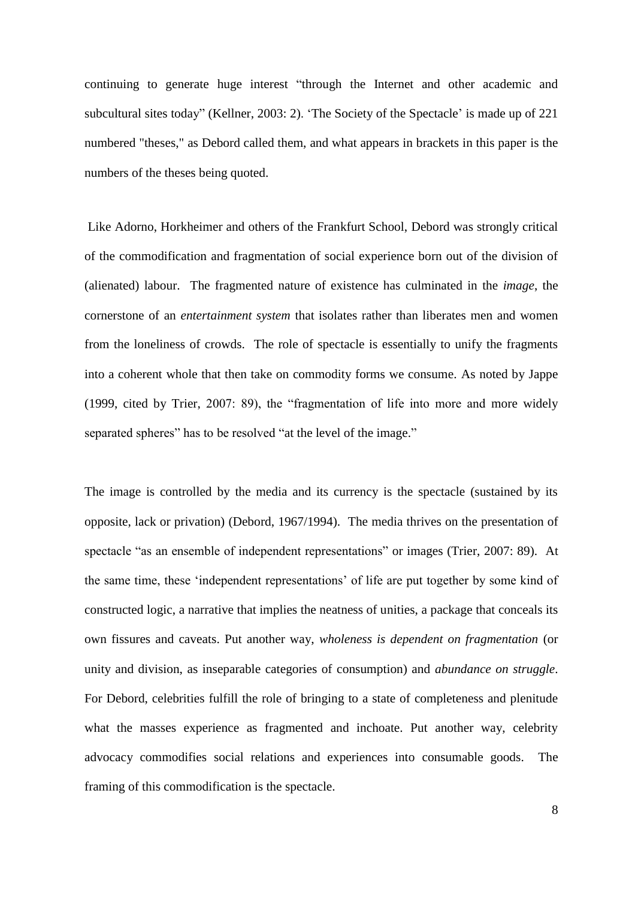continuing to generate huge interest "through the Internet and other academic and subcultural sites today" (Kellner, 2003: 2). 'The Society of the Spectacle' is made up of 221 numbered "theses," as Debord called them, and what appears in brackets in this paper is the numbers of the theses being quoted.

Like Adorno, Horkheimer and others of the Frankfurt School, Debord was strongly critical of the commodification and fragmentation of social experience born out of the division of (alienated) labour. The fragmented nature of existence has culminated in the *image*, the cornerstone of an *entertainment system* that isolates rather than liberates men and women from the loneliness of crowds. The role of spectacle is essentially to unify the fragments into a coherent whole that then take on commodity forms we consume. As noted by Jappe (1999, cited by Trier, 2007: 89), the "fragmentation of life into more and more widely separated spheres" has to be resolved "at the level of the image."

The image is controlled by the media and its currency is the spectacle (sustained by its opposite, lack or privation) (Debord, 1967/1994). The media thrives on the presentation of spectacle "as an ensemble of independent representations" or images (Trier, 2007: 89). At the same time, these 'independent representations' of life are put together by some kind of constructed logic, a narrative that implies the neatness of unities, a package that conceals its own fissures and caveats. Put another way, *wholeness is dependent on fragmentation* (or unity and division, as inseparable categories of consumption) and *abundance on struggle*. For Debord, celebrities fulfill the role of bringing to a state of completeness and plenitude what the masses experience as fragmented and inchoate. Put another way, celebrity advocacy commodifies social relations and experiences into consumable goods. The framing of this commodification is the spectacle.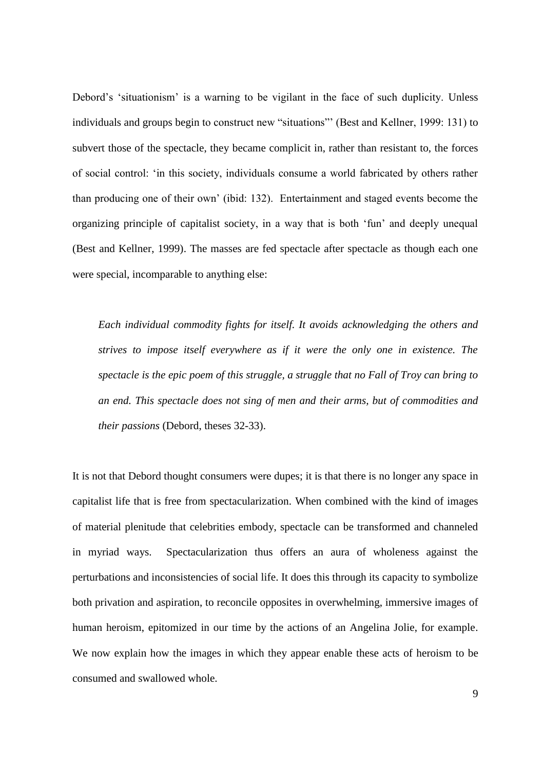Debord's 'situationism' is a warning to be vigilant in the face of such duplicity. Unless individuals and groups begin to construct new "situations"' (Best and Kellner, 1999: 131) to subvert those of the spectacle, they became complicit in, rather than resistant to, the forces of social control: 'in this society, individuals consume a world fabricated by others rather than producing one of their own' (ibid: 132). Entertainment and staged events become the organizing principle of capitalist society, in a way that is both 'fun' and deeply unequal (Best and Kellner, 1999). The masses are fed spectacle after spectacle as though each one were special, incomparable to anything else:

> *Each individual commodity fights for itself. It avoids acknowledging the others and strives to impose itself everywhere as if it were the only one in existence. The spectacle is the epic poem of this struggle, a struggle that no Fall of Troy can bring to an end. This spectacle does not sing of men and their arms, but of commodities and their passions* (Debord, theses 32-33).

It is not that Debord thought consumers were dupes; it is that there is no longer any space in capitalist life that is free from spectacularization. When combined with the kind of images of material plenitude that celebrities embody, spectacle can be transformed and channeled in myriad ways. Spectacularization thus offers an aura of wholeness against the perturbations and inconsistencies of social life. It does this through its capacity to symbolize both privation and aspiration, to reconcile opposites in overwhelming, immersive images of human heroism, epitomized in our time by the actions of an Angelina Jolie, for example. We now explain how the images in which they appear enable these acts of heroism to be consumed and swallowed whole.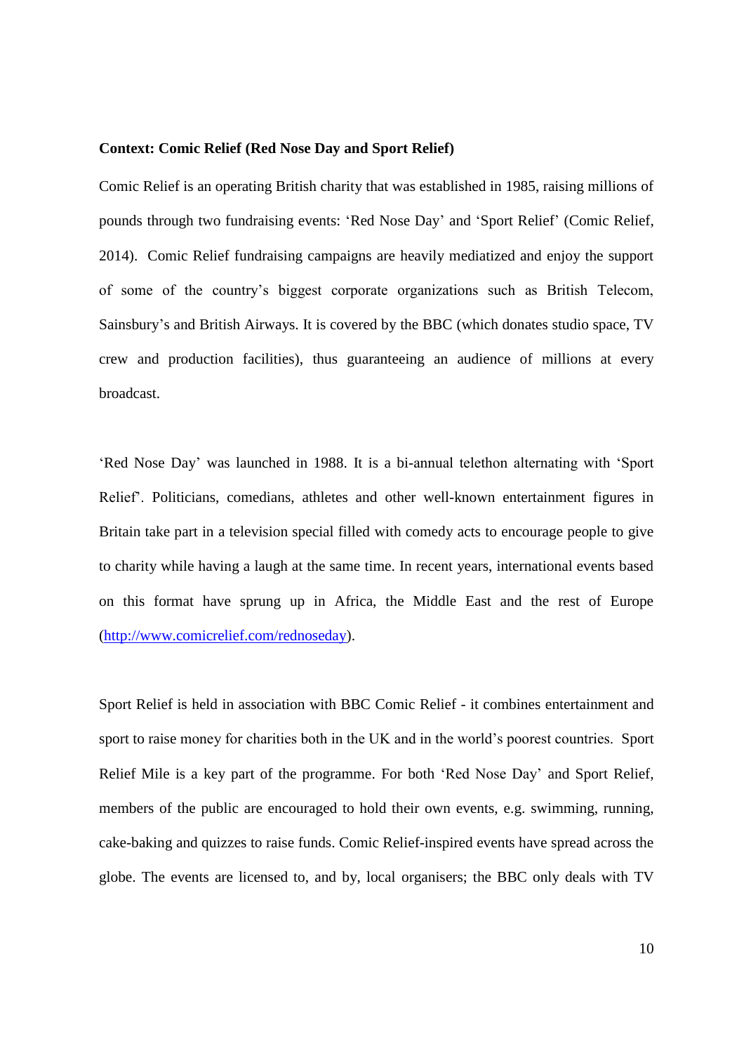**Context: Comic Relief (Red Nose Day and Sport Relief)**

Comic Relief is an operating British charity that was established in 1985, raising millions of pounds through two fundraising events: 'Red Nose Day' and 'Sport Relief' (Comic Relief, 2014). Comic Relief fundraising campaigns are heavily mediatized and enjoy the support of some of the country's biggest corporate organizations such as British Telecom, Sainsbury's and British Airways. It is covered by the BBC (which donates studio space, TV crew and production facilities), thus guaranteeing an audience of millions at every broadcast.

'Red Nose Day' was launched in 1988. It is a bi-annual telethon alternating with 'Sport Relief'. Politicians, comedians, athletes and other well-known entertainment figures in Britain take part in a television special filled with comedy acts to encourage people to give to charity while having a laugh at the same time. In recent years, international events based on this format have sprung up in Africa, the Middle East and the rest of Europe (http://www.comicrelief.com/rednoseday).

Sport Relief is held in association with BBC Comic Relief - it combines entertainment and sport to raise money for charities both in the UK and in the world's poorest countries. Sport Relief Mile is a key part of the programme. For both 'Red Nose Day' and Sport Relief, members of the public are encouraged to hold their own events, e.g. swimming, running, cake-baking and quizzes to raise funds. Comic Relief-inspired events have spread across the globe. The events are licensed to, and by, local organisers; the BBC only deals with TV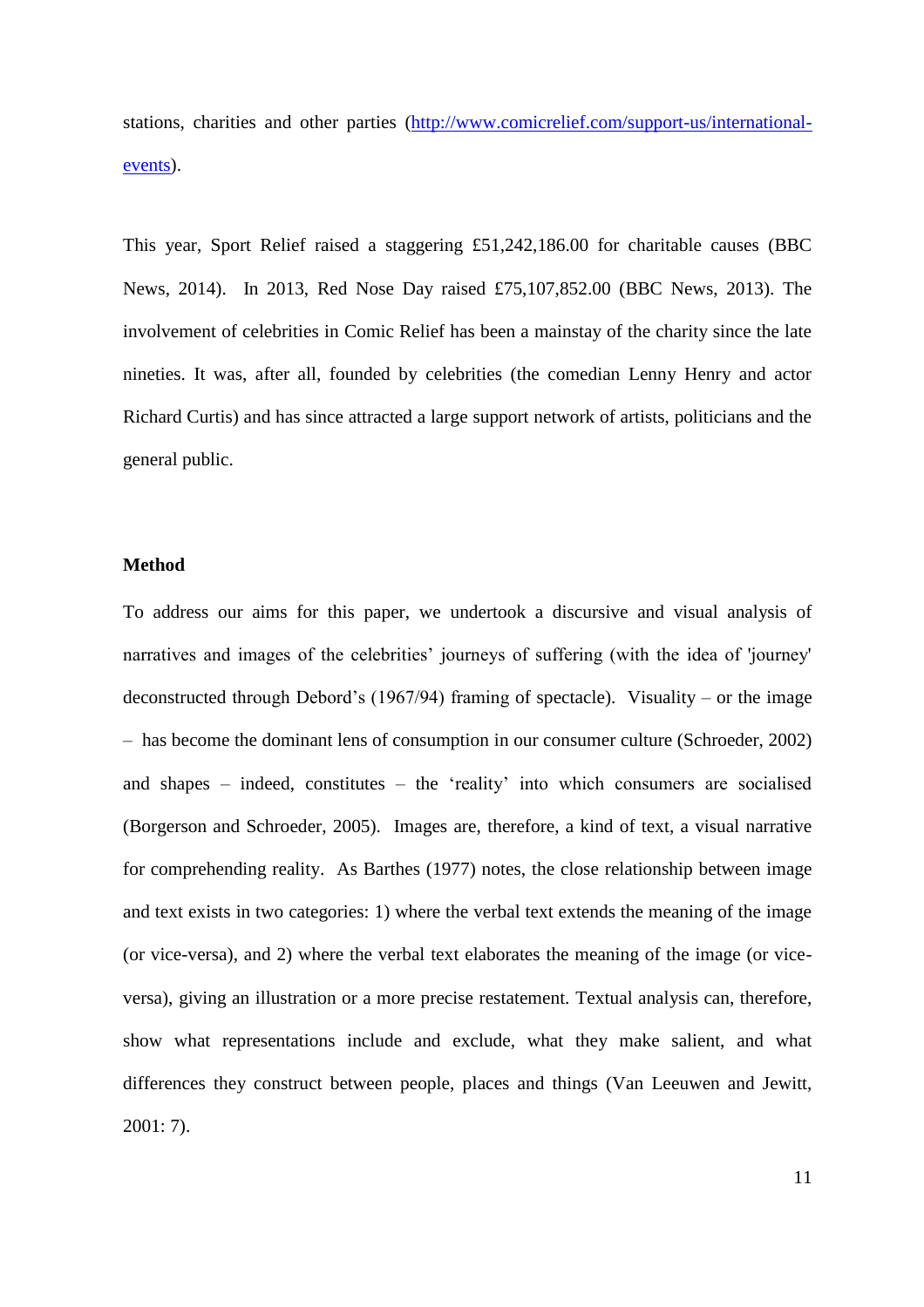stations, charities and other parties (http://www.comicrelief.com/support-us/international-events).

This year, Sport Relief raised a staggering £51,242,186.00 for charitable causes (BBC News, 2014). In 2013, Red Nose Day raised £75,107,852.00 (BBC News, 2013). The involvement of celebrities in Comic Relief has been a mainstay of the charity since the late nineties. It was, after all, founded by celebrities (the comedian Lenny Henry and actor Richard Curtis) and has since attracted a large support network of artists, politicians and the general public.

**Method**

To address our aims for this paper, we undertook a discursive and visual analysis of narratives and images of the celebrities' journeys of suffering (with the idea of 'journey' deconstructed through Debord's (1967/94) framing of spectacle). Visuality – or the image – has become the dominant lens of consumption in our consumer culture (Schroeder, 2002) and shapes – indeed, constitutes – the 'reality' into which consumers are socialised (Borgerson and Schroeder, 2005). Images are, therefore, a kind of text, a visual narrative for comprehending reality. As Barthes (1977) notes, the close relationship between image and text exists in two categories: 1) where the verbal text extends the meaning of the image (or vice-versa), and 2) where the verbal text elaborates the meaning of the image (or vice-versa), giving an illustration or a more precise restatement. Textual analysis can, therefore, show what representations include and exclude, what they make salient, and what differences they construct between people, places and things (Van Leeuwen and Jewitt, 2001: 7).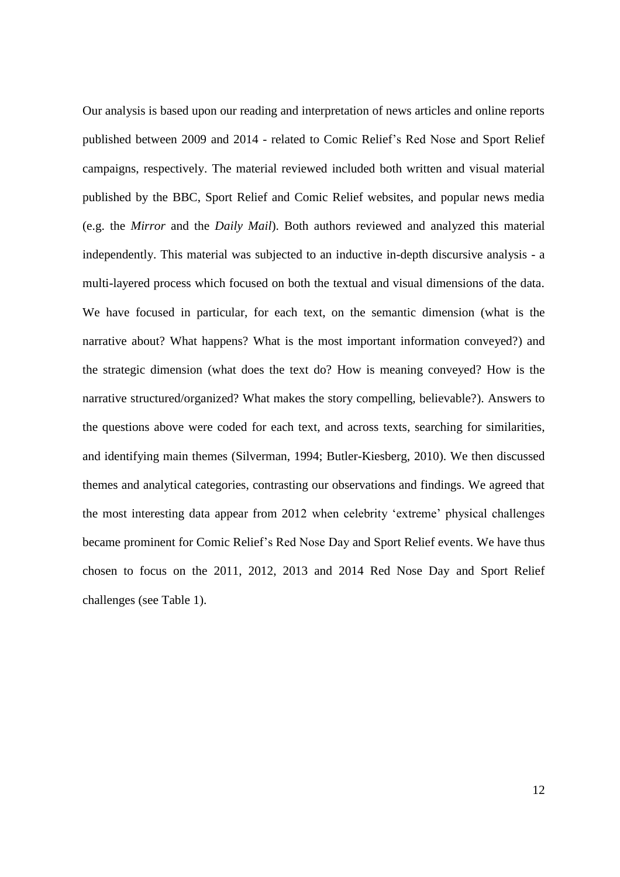Our analysis is based upon our reading and interpretation of news articles and online reports published between 2009 and 2014 - related to Comic Relief's Red Nose and Sport Relief campaigns, respectively. The material reviewed included both written and visual material published by the BBC, Sport Relief and Comic Relief websites, and popular news media (e.g. the *Mirror* and the *Daily Mail*). Both authors reviewed and analyzed this material independently. This material was subjected to an inductive in-depth discursive analysis - a multi-layered process which focused on both the textual and visual dimensions of the data. We have focused in particular, for each text, on the semantic dimension (what is the narrative about? What happens? What is the most important information conveyed?) and the strategic dimension (what does the text do? How is meaning conveyed? How is the narrative structured/organized? What makes the story compelling, believable?). Answers to the questions above were coded for each text, and across texts, searching for similarities, and identifying main themes (Silverman, 1994; Butler-Kiesberg, 2010). We then discussed themes and analytical categories, contrasting our observations and findings. We agreed that the most interesting data appear from 2012 when celebrity 'extreme' physical challenges became prominent for Comic Relief's Red Nose Day and Sport Relief events. We have thus chosen to focus on the 2011, 2012, 2013 and 2014 Red Nose Day and Sport Relief challenges (see Table 1).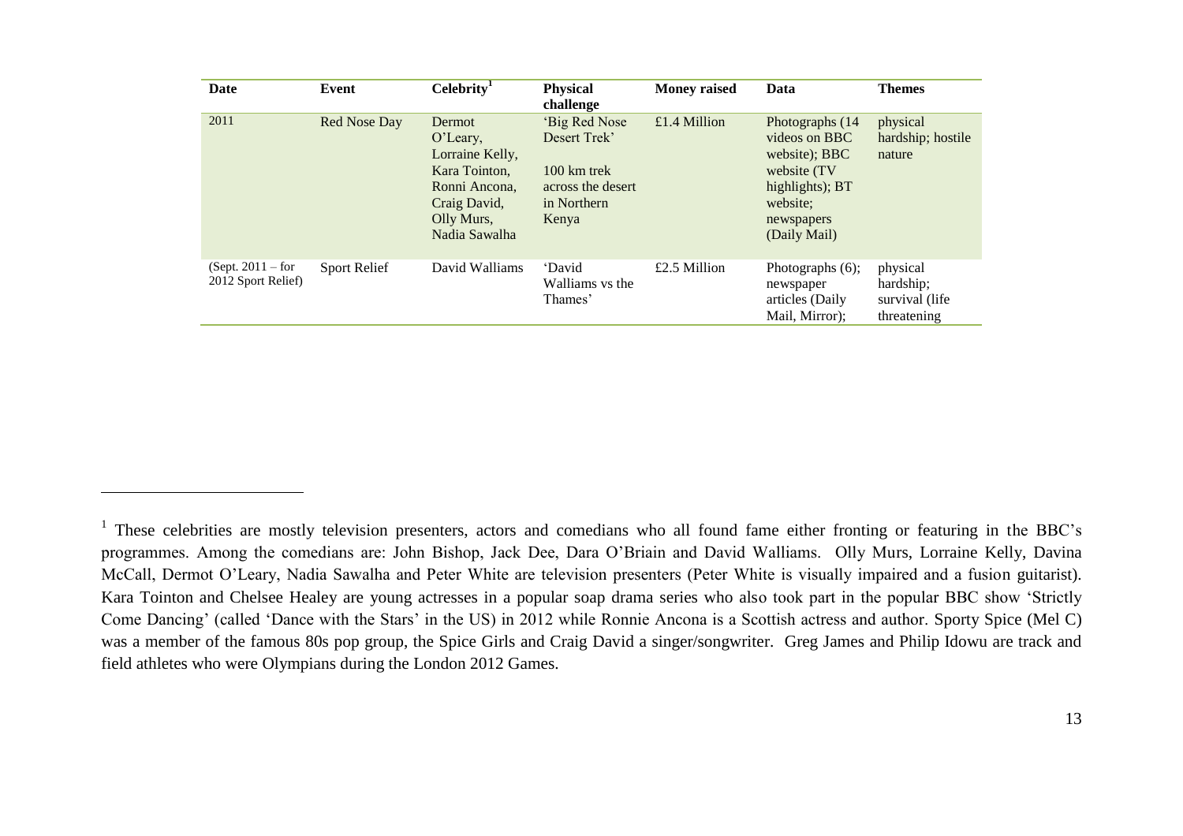| Date | Event | Celebrity[1] | Physical challenge | Money raised | Data | Themes |
|---|---|---|---|---|---|---|
| 2011 | Red Nose Day | Dermot O'Leary, Lorraine Kelly, Kara Tointon, Ronni Ancona, Craig David, Olly Murs, Nadia Sawalha | 'Big Red Nose Desert Trek' 100 km trek across the desert in Northern Kenya | £1.4 Million | Photographs (14 videos on BBC website); BBC website (TV highlights); BT website; newspapers (Daily Mail) | physical hardship; hostile nature |
| (Sept. 2011 – for 2012 Sport Relief) | Sport Relief | David Walliams | 'David Walliams vs the Thames' | £2.5 Million | Photographs (6); newspaper articles (Daily Mail, Mirror); | physical hardship; survival (life threatening |

[1] These celebrities are mostly television presenters, actors and comedians who all found fame either fronting or featuring in the BBC's programmes. Among the comedians are: John Bishop, Jack Dee, Dara O'Briain and David Walliams. Olly Murs, Lorraine Kelly, Davina McCall, Dermot O'Leary, Nadia Sawalha and Peter White are television presenters (Peter White is visually impaired and a fusion guitarist). Kara Tointon and Chelsee Healey are young actresses in a popular soap drama series who also took part in the popular BBC show 'Strictly Come Dancing' (called 'Dance with the Stars' in the US) in 2012 while Ronnie Ancona is a Scottish actress and author. Sporty Spice (Mel C) was a member of the famous 80s pop group, the Spice Girls and Craig David a singer/songwriter. Greg James and Philip Idowu are track and field athletes who were Olympians during the London 2012 Games.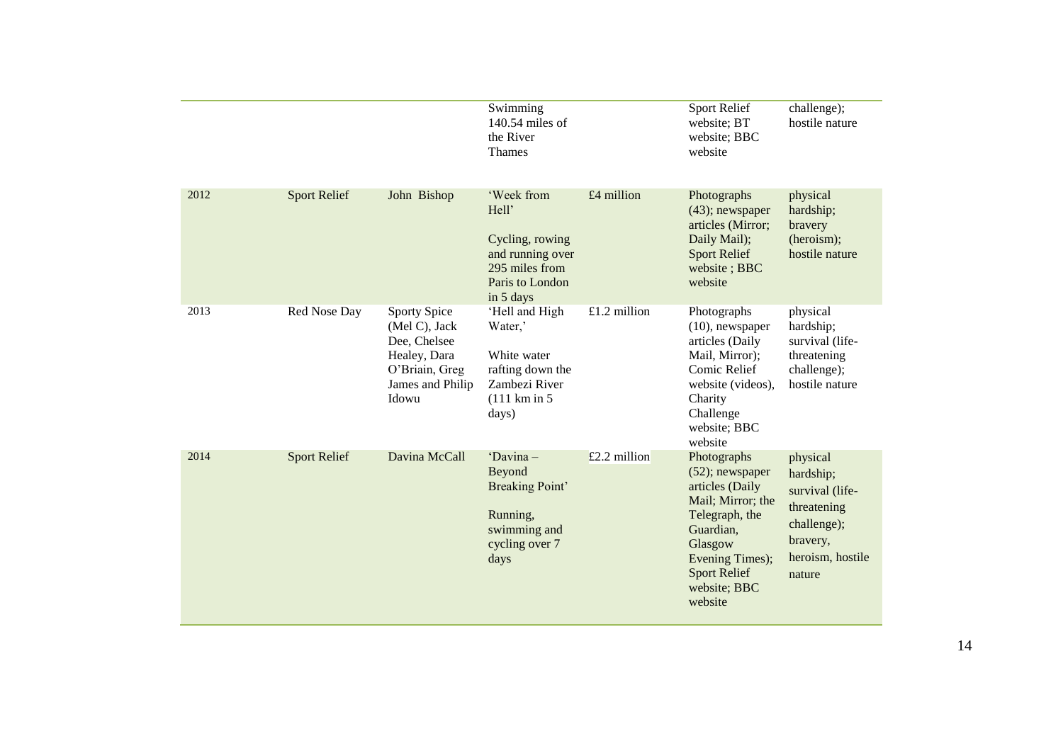| | | | | | | |
|---|---|---|---|---|---|---|
| | | | Swimming 140.54 miles of the River Thames | | Sport Relief website; BT website; BBC website | challenge); hostile nature |
| 2012 | Sport Relief | John Bishop | 'Week from Hell' Cycling, rowing and running over 295 miles from Paris to London in 5 days | £4 million | Photographs (43); newspaper articles (Mirror; Daily Mail); Sport Relief website ; BBC website | physical hardship; bravery (heroism); hostile nature |
| 2013 | Red Nose Day | Sporty Spice (Mel C), Jack Dee, Chelsee Healey, Dara O'Briain, Greg James and Philip Idowu | 'Hell and High Water,' White water rafting down the Zambezi River (111 km in 5 days) | £1.2 million | Photographs (10), newspaper articles (Daily Mail, Mirror); Comic Relief website (videos), Charity Challenge website; BBC website | physical hardship; survival (life-threatening challenge); hostile nature |
| 2014 | Sport Relief | Davina McCall | 'Davina – Beyond Breaking Point' Running, swimming and cycling over 7 days | £2.2 million | Photographs (52); newspaper articles (Daily Mail; Mirror; the Telegraph, the Guardian, Glasgow Evening Times); Sport Relief website; BBC website | physical hardship; survival (life-threatening challenge); bravery, heroism, hostile nature |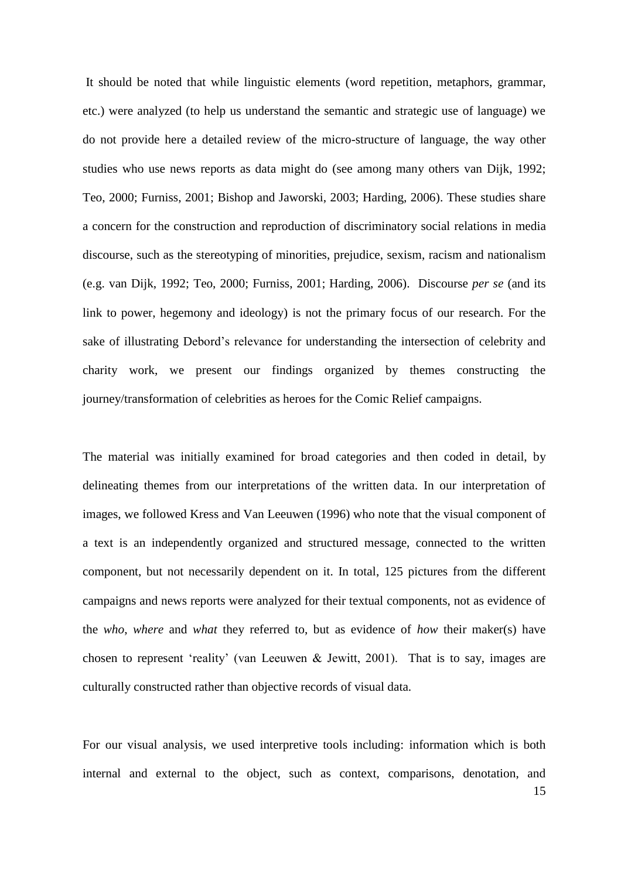It should be noted that while linguistic elements (word repetition, metaphors, grammar, etc.) were analyzed (to help us understand the semantic and strategic use of language) we do not provide here a detailed review of the micro-structure of language, the way other studies who use news reports as data might do (see among many others van Dijk, 1992; Teo, 2000; Furniss, 2001; Bishop and Jaworski, 2003; Harding, 2006). These studies share a concern for the construction and reproduction of discriminatory social relations in media discourse, such as the stereotyping of minorities, prejudice, sexism, racism and nationalism (e.g. van Dijk, 1992; Teo, 2000; Furniss, 2001; Harding, 2006). Discourse *per se* (and its link to power, hegemony and ideology) is not the primary focus of our research. For the sake of illustrating Debord's relevance for understanding the intersection of celebrity and charity work, we present our findings organized by themes constructing the journey/transformation of celebrities as heroes for the Comic Relief campaigns.

The material was initially examined for broad categories and then coded in detail, by delineating themes from our interpretations of the written data. In our interpretation of images, we followed Kress and Van Leeuwen (1996) who note that the visual component of a text is an independently organized and structured message, connected to the written component, but not necessarily dependent on it. In total, 125 pictures from the different campaigns and news reports were analyzed for their textual components, not as evidence of the *who*, *where* and *what* they referred to, but as evidence of *how* their maker(s) have chosen to represent 'reality' (van Leeuwen & Jewitt, 2001). That is to say, images are culturally constructed rather than objective records of visual data.

For our visual analysis, we used interpretive tools including: information which is both internal and external to the object, such as context, comparisons, denotation, and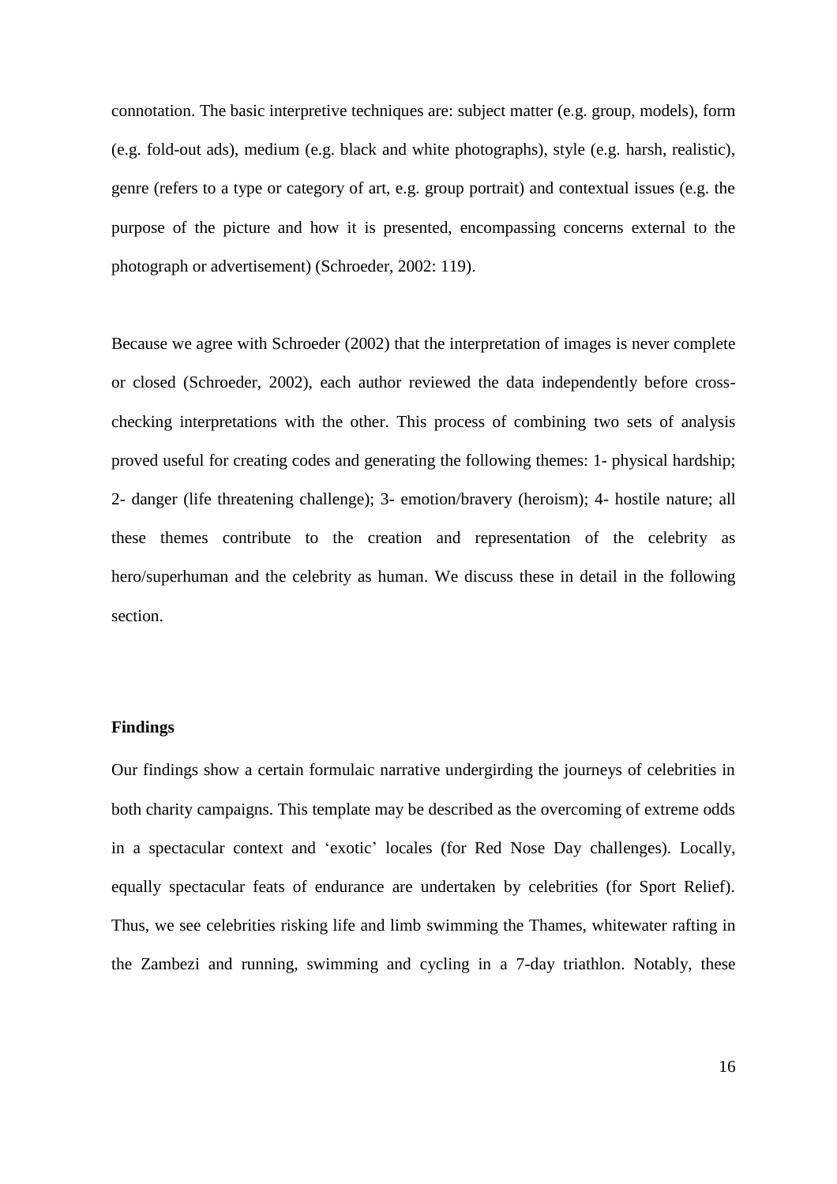connotation. The basic interpretive techniques are: subject matter (e.g. group, models), form (e.g. fold-out ads), medium (e.g. black and white photographs), style (e.g. harsh, realistic), genre (refers to a type or category of art, e.g. group portrait) and contextual issues (e.g. the purpose of the picture and how it is presented, encompassing concerns external to the photograph or advertisement) (Schroeder, 2002: 119).

Because we agree with Schroeder (2002) that the interpretation of images is never complete or closed (Schroeder, 2002), each author reviewed the data independently before cross-checking interpretations with the other. This process of combining two sets of analysis proved useful for creating codes and generating the following themes: 1- physical hardship; 2- danger (life threatening challenge); 3- emotion/bravery (heroism); 4- hostile nature; all these themes contribute to the creation and representation of the celebrity as hero/superhuman and the celebrity as human. We discuss these in detail in the following section.

**Findings**

Our findings show a certain formulaic narrative undergirding the journeys of celebrities in both charity campaigns. This template may be described as the overcoming of extreme odds in a spectacular context and 'exotic' locales (for Red Nose Day challenges). Locally, equally spectacular feats of endurance are undertaken by celebrities (for Sport Relief). Thus, we see celebrities risking life and limb swimming the Thames, whitewater rafting in the Zambezi and running, swimming and cycling in a 7-day triathlon. Notably, these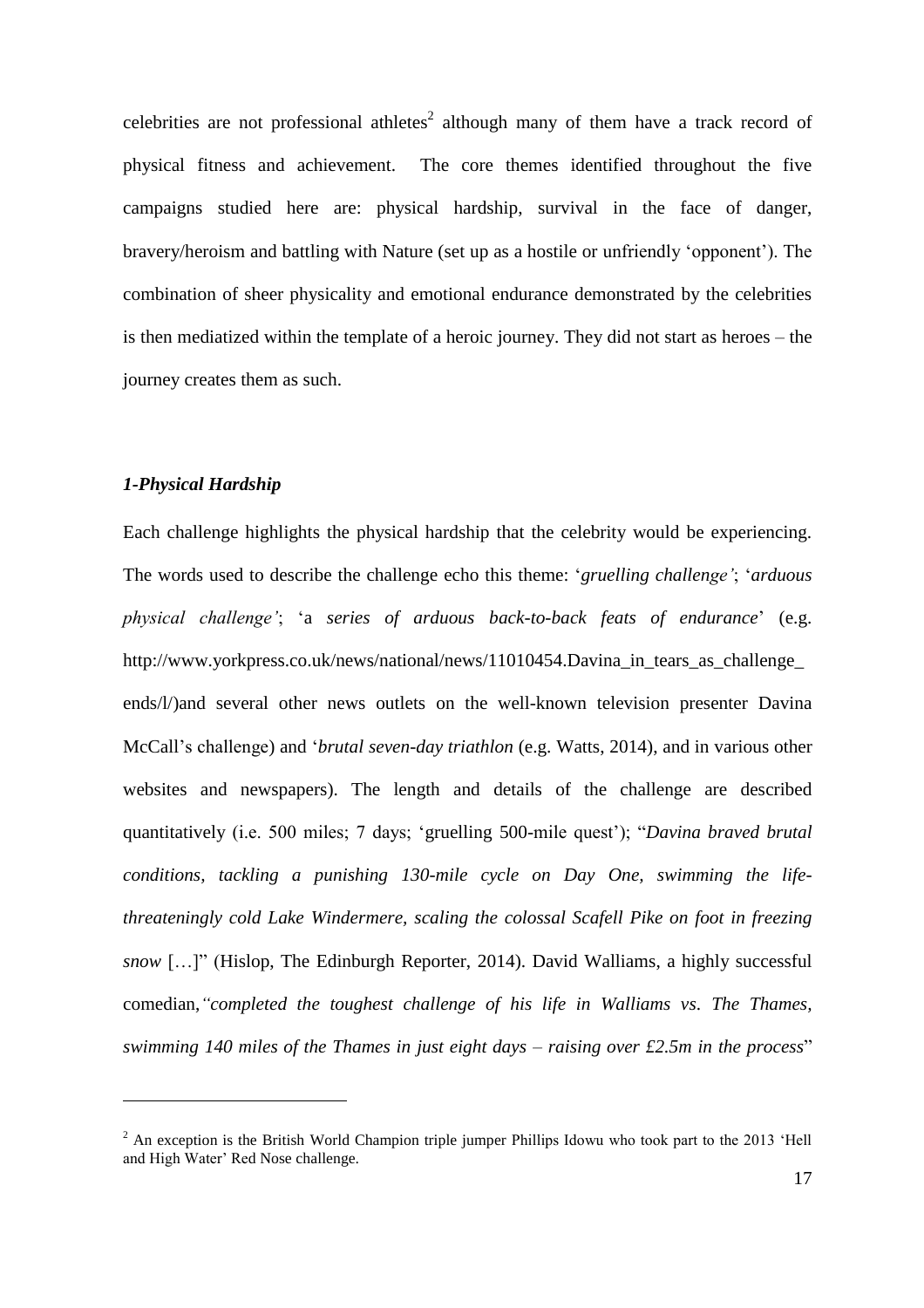celebrities are not professional athletes[2] although many of them have a track record of physical fitness and achievement. The core themes identified throughout the five campaigns studied here are: physical hardship, survival in the face of danger, bravery/heroism and battling with Nature (set up as a hostile or unfriendly 'opponent'). The combination of sheer physicality and emotional endurance demonstrated by the celebrities is then mediatized within the template of a heroic journey. They did not start as heroes – the journey creates them as such.

### *1-Physical Hardship*

Each challenge highlights the physical hardship that the celebrity would be experiencing. The words used to describe the challenge echo this theme: '*gruelling challenge'*; '*arduous physical challenge'*; 'a *series of arduous back-to-back feats of endurance*' (e.g. http://www.yorkpress.co.uk/news/national/news/11010454.Davina_in_tears_as_challenge_ends/l/)and several other news outlets on the well-known television presenter Davina McCall's challenge) and '*brutal seven-day triathlon* (e.g. Watts, 2014), and in various other websites and newspapers). The length and details of the challenge are described quantitatively (i.e. 500 miles; 7 days; 'gruelling 500-mile quest'); "*Davina braved brutal conditions, tackling a punishing 130-mile cycle on Day One, swimming the life-threateningly cold Lake Windermere, scaling the colossal Scafell Pike on foot in freezing snow* […]" (Hislop, The Edinburgh Reporter, 2014). David Walliams, a highly successful comedian,*"completed the toughest challenge of his life in Walliams vs. The Thames, swimming 140 miles of the Thames in just eight days – raising over £2.5m in the process*"

---

[2] An exception is the British World Champion triple jumper Phillips Idowu who took part to the 2013 'Hell and High Water' Red Nose challenge.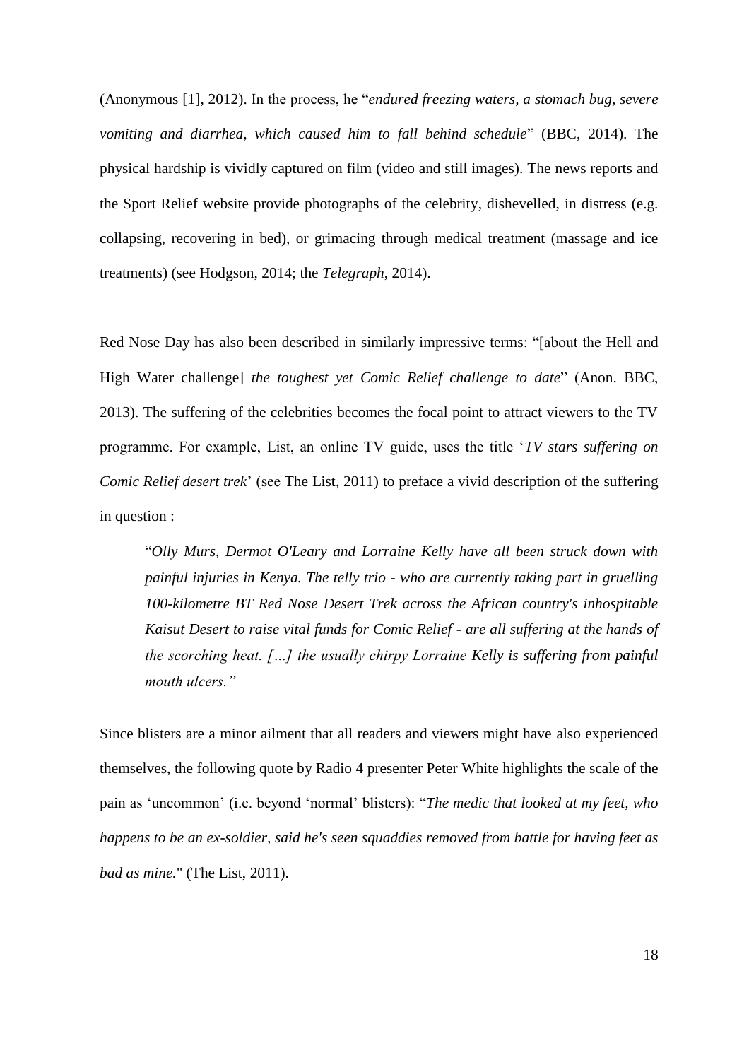(Anonymous [1], 2012). In the process, he "*endured freezing waters, a stomach bug, severe vomiting and diarrhea, which caused him to fall behind schedule*" (BBC, 2014). The physical hardship is vividly captured on film (video and still images). The news reports and the Sport Relief website provide photographs of the celebrity, dishevelled, in distress (e.g. collapsing, recovering in bed), or grimacing through medical treatment (massage and ice treatments) (see Hodgson, 2014; the *Telegraph*, 2014).

Red Nose Day has also been described in similarly impressive terms: "[about the Hell and High Water challenge] *the toughest yet Comic Relief challenge to date*" (Anon. BBC, 2013). The suffering of the celebrities becomes the focal point to attract viewers to the TV programme. For example, List, an online TV guide, uses the title '*TV stars suffering on Comic Relief desert trek*' (see The List, 2011) to preface a vivid description of the suffering in question :

> "*Olly Murs, Dermot O'Leary and Lorraine Kelly have all been struck down with painful injuries in Kenya. The telly trio - who are currently taking part in gruelling 100-kilometre BT Red Nose Desert Trek across the African country's inhospitable Kaisut Desert to raise vital funds for Comic Relief - are all suffering at the hands of the scorching heat. […] the usually chirpy Lorraine Kelly is suffering from painful mouth ulcers.*"

Since blisters are a minor ailment that all readers and viewers might have also experienced themselves, the following quote by Radio 4 presenter Peter White highlights the scale of the pain as 'uncommon' (i.e. beyond 'normal' blisters): "*The medic that looked at my feet, who happens to be an ex-soldier, said he's seen squaddies removed from battle for having feet as bad as mine.*" (The List, 2011).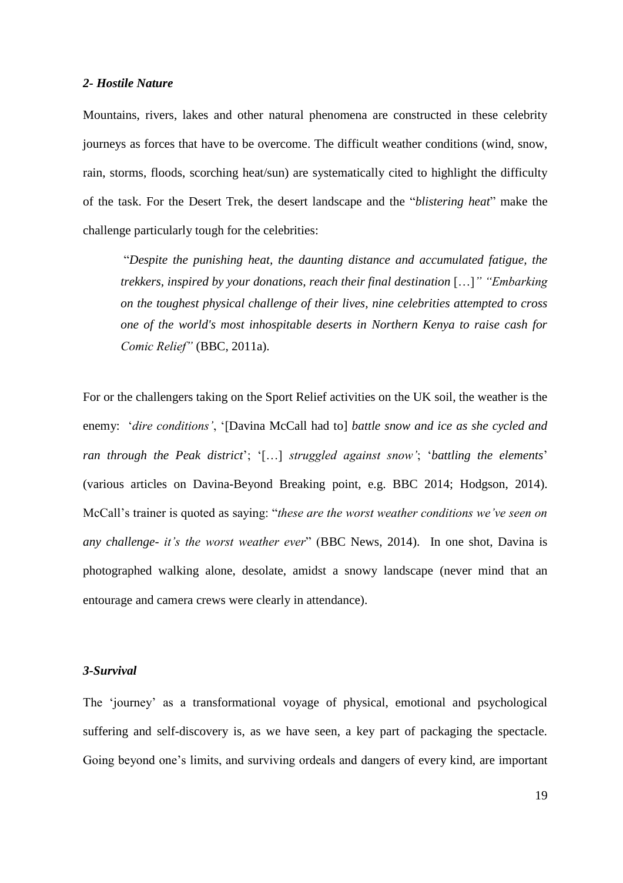### *2- Hostile Nature*

Mountains, rivers, lakes and other natural phenomena are constructed in these celebrity journeys as forces that have to be overcome. The difficult weather conditions (wind, snow, rain, storms, floods, scorching heat/sun) are systematically cited to highlight the difficulty of the task. For the Desert Trek, the desert landscape and the "*blistering heat*" make the challenge particularly tough for the celebrities:

> "*Despite the punishing heat, the daunting distance and accumulated fatigue, the trekkers, inspired by your donations, reach their final destination* […]*" "Embarking on the toughest physical challenge of their lives, nine celebrities attempted to cross one of the world's most inhospitable deserts in Northern Kenya to raise cash for Comic Relief"* (BBC, 2011a).

For or the challengers taking on the Sport Relief activities on the UK soil, the weather is the enemy: '*dire conditions'*, '[Davina McCall had to] *battle snow and ice as she cycled and ran through the Peak district*'; '[…] *struggled against snow'*; '*battling the elements*' (various articles on Davina-Beyond Breaking point, e.g. BBC 2014; Hodgson, 2014). McCall's trainer is quoted as saying: "*these are the worst weather conditions we've seen on any challenge- it's the worst weather ever*" (BBC News, 2014). In one shot, Davina is photographed walking alone, desolate, amidst a snowy landscape (never mind that an entourage and camera crews were clearly in attendance).

### *3-Survival*

The 'journey' as a transformational voyage of physical, emotional and psychological suffering and self-discovery is, as we have seen, a key part of packaging the spectacle. Going beyond one's limits, and surviving ordeals and dangers of every kind, are important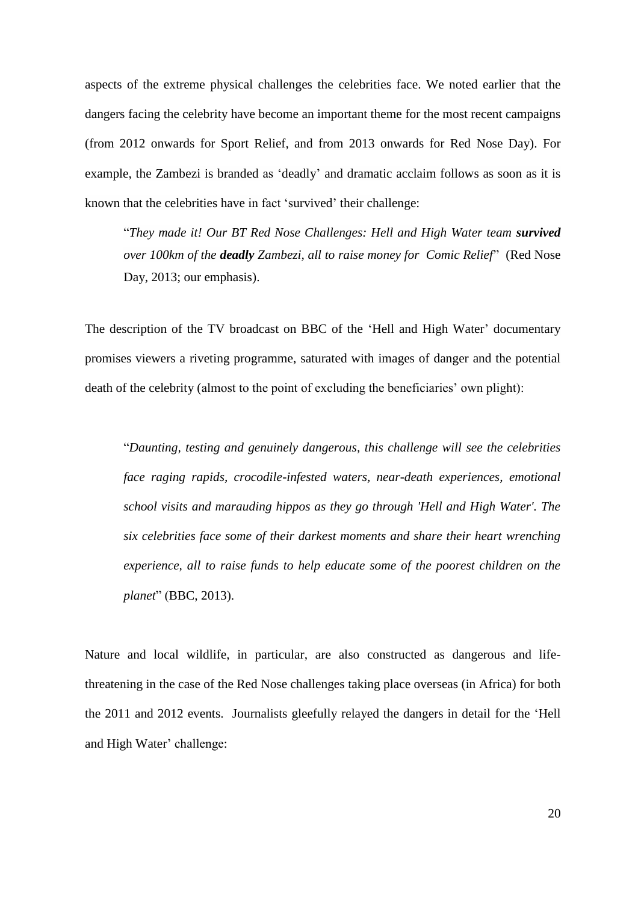aspects of the extreme physical challenges the celebrities face. We noted earlier that the dangers facing the celebrity have become an important theme for the most recent campaigns (from 2012 onwards for Sport Relief, and from 2013 onwards for Red Nose Day). For example, the Zambezi is branded as 'deadly' and dramatic acclaim follows as soon as it is known that the celebrities have in fact 'survived' their challenge:

> "*They made it! Our BT Red Nose Challenges: Hell and High Water team* ***survived*** *over 100km of the* ***deadly*** *Zambezi, all to raise money for Comic Relief*" (Red Nose Day, 2013; our emphasis).

The description of the TV broadcast on BBC of the 'Hell and High Water' documentary promises viewers a riveting programme, saturated with images of danger and the potential death of the celebrity (almost to the point of excluding the beneficiaries' own plight):

> "*Daunting, testing and genuinely dangerous, this challenge will see the celebrities face raging rapids, crocodile-infested waters, near-death experiences, emotional school visits and marauding hippos as they go through 'Hell and High Water'. The six celebrities face some of their darkest moments and share their heart wrenching experience, all to raise funds to help educate some of the poorest children on the planet*" (BBC, 2013).

Nature and local wildlife, in particular, are also constructed as dangerous and life-threatening in the case of the Red Nose challenges taking place overseas (in Africa) for both the 2011 and 2012 events. Journalists gleefully relayed the dangers in detail for the 'Hell and High Water' challenge: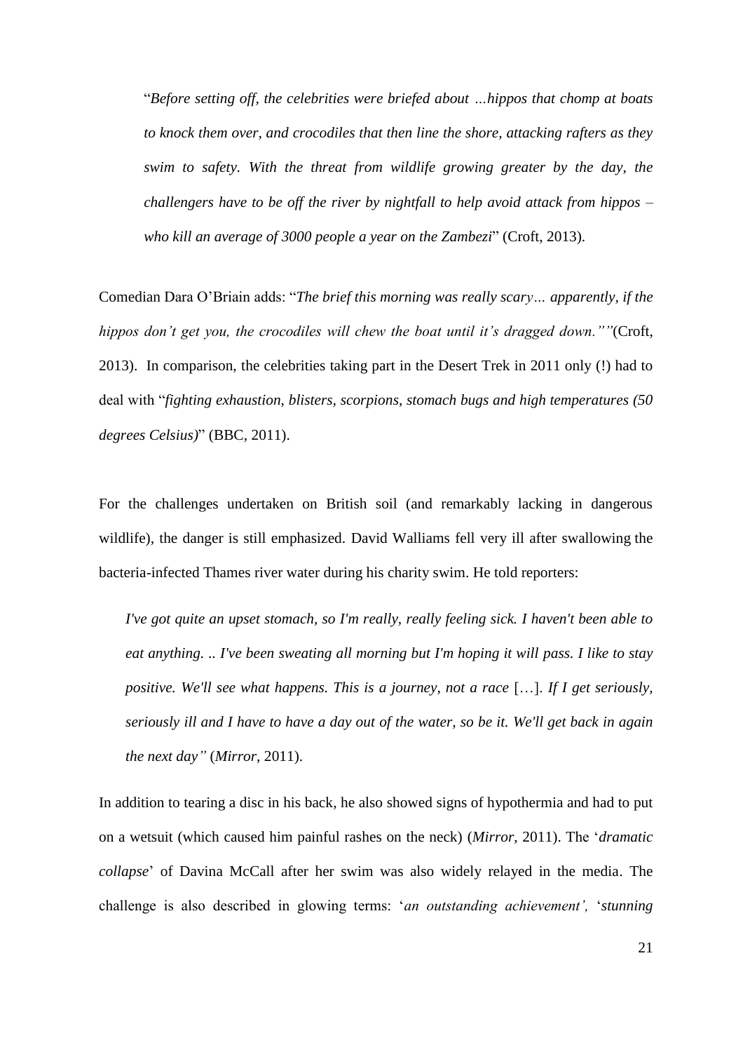> "*Before setting off, the celebrities were briefed about …hippos that chomp at boats to knock them over, and crocodiles that then line the shore, attacking rafters as they swim to safety. With the threat from wildlife growing greater by the day, the challengers have to be off the river by nightfall to help avoid attack from hippos – who kill an average of 3000 people a year on the Zambezi*" (Croft, 2013).

Comedian Dara O'Briain adds: "*The brief this morning was really scary… apparently, if the hippos don't get you, the crocodiles will chew the boat until it's dragged down.""*(Croft, 2013). In comparison, the celebrities taking part in the Desert Trek in 2011 only (!) had to deal with "*fighting exhaustion, blisters, scorpions, stomach bugs and high temperatures (50 degrees Celsius)*" (BBC, 2011).

For the challenges undertaken on British soil (and remarkably lacking in dangerous wildlife), the danger is still emphasized. David Walliams fell very ill after swallowing the bacteria-infected Thames river water during his charity swim. He told reporters:

> *I've got quite an upset stomach, so I'm really, really feeling sick. I haven't been able to eat anything. .. I've been sweating all morning but I'm hoping it will pass. I like to stay positive. We'll see what happens. This is a journey, not a race* […]. *If I get seriously, seriously ill and I have to have a day out of the water, so be it. We'll get back in again the next day"* (*Mirror*, 2011).

In addition to tearing a disc in his back, he also showed signs of hypothermia and had to put on a wetsuit (which caused him painful rashes on the neck) (*Mirror*, 2011). The '*dramatic collapse*' of Davina McCall after her swim was also widely relayed in the media. The challenge is also described in glowing terms: '*an outstanding achievement',* '*stunning*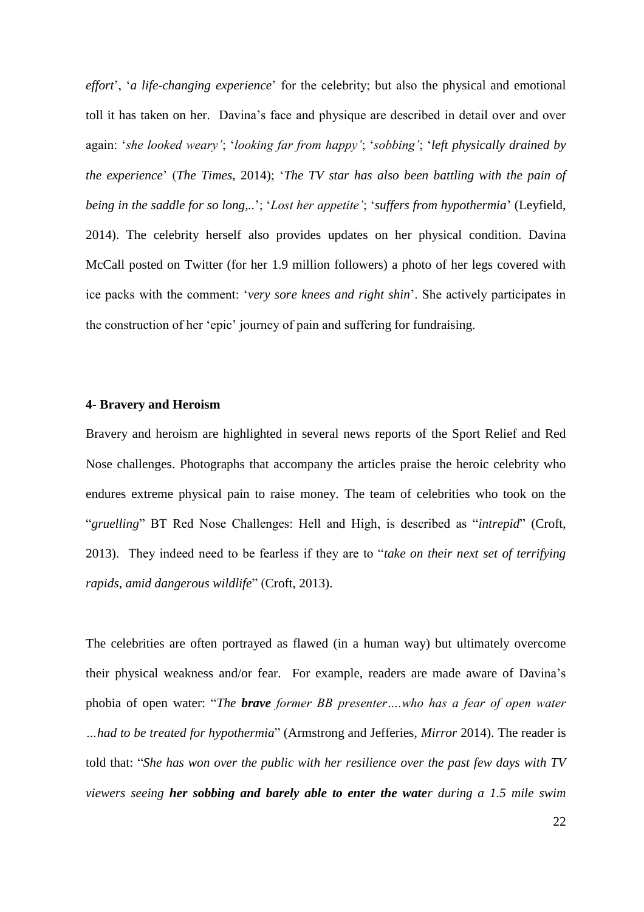*effort*', '*a life-changing experience*' for the celebrity; but also the physical and emotional toll it has taken on her. Davina's face and physique are described in detail over and over again: '*she looked weary'*; '*looking far from happy'*; '*sobbing'*; '*left physically drained by the experience*' (*The Times*, 2014); '*The TV star has also been battling with the pain of being in the saddle for so long,..*'; '*Lost her appetite'*; '*suffers from hypothermia*' (Leyfield, 2014). The celebrity herself also provides updates on her physical condition. Davina McCall posted on Twitter (for her 1.9 million followers) a photo of her legs covered with ice packs with the comment: '*very sore knees and right shin*'. She actively participates in the construction of her 'epic' journey of pain and suffering for fundraising.

**4- Bravery and Heroism**

Bravery and heroism are highlighted in several news reports of the Sport Relief and Red Nose challenges. Photographs that accompany the articles praise the heroic celebrity who endures extreme physical pain to raise money. The team of celebrities who took on the "*gruelling*" BT Red Nose Challenges: Hell and High, is described as "*intrepid*" (Croft, 2013). They indeed need to be fearless if they are to "*take on their next set of terrifying rapids, amid dangerous wildlife*" (Croft, 2013).

The celebrities are often portrayed as flawed (in a human way) but ultimately overcome their physical weakness and/or fear. For example, readers are made aware of Davina's phobia of open water: "*The* ***brave*** *former BB presenter….who has a fear of open water …had to be treated for hypothermia*" (Armstrong and Jefferies, *Mirror* 2014). The reader is told that: "*She has won over the public with her resilience over the past few days with TV viewers seeing* ***her sobbing and barely able to enter the wate****r during a 1.5 mile swim*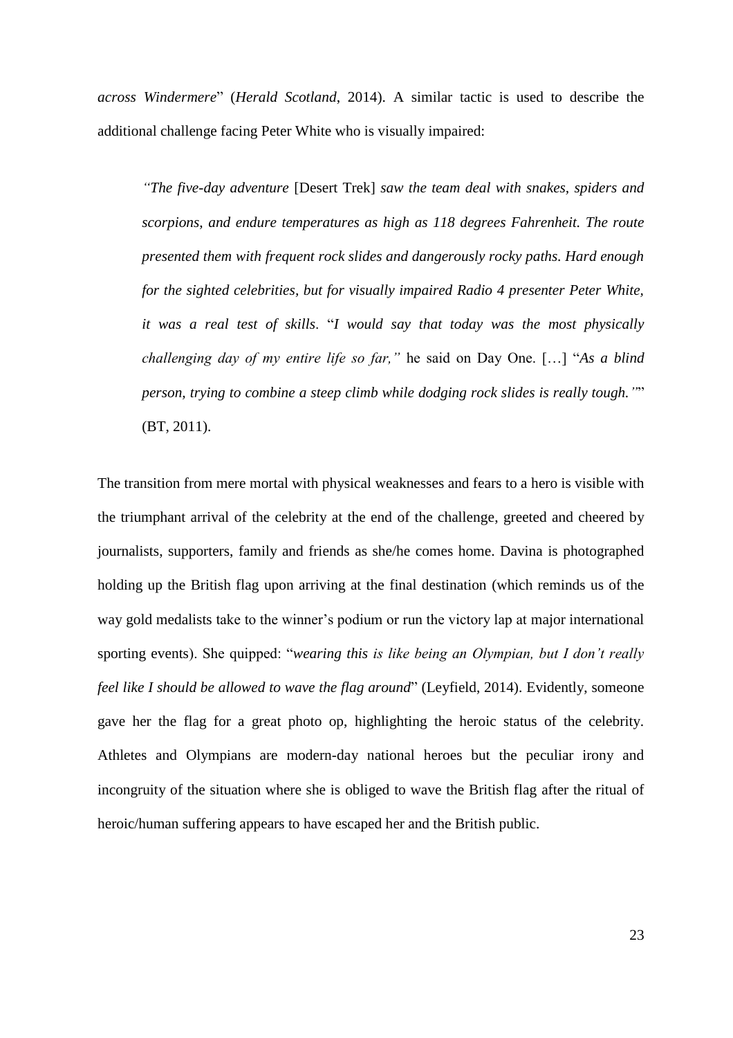*across Windermere*" (*Herald Scotland*, 2014). A similar tactic is used to describe the additional challenge facing Peter White who is visually impaired:

> *"The five-day adventure* [Desert Trek] *saw the team deal with snakes, spiders and scorpions, and endure temperatures as high as 118 degrees Fahrenheit. The route presented them with frequent rock slides and dangerously rocky paths. Hard enough for the sighted celebrities, but for visually impaired Radio 4 presenter Peter White, it was a real test of skills*. "*I would say that today was the most physically challenging day of my entire life so far,"* he said on Day One. […] "*As a blind person, trying to combine a steep climb while dodging rock slides is really tough."*" (BT, 2011).

The transition from mere mortal with physical weaknesses and fears to a hero is visible with the triumphant arrival of the celebrity at the end of the challenge, greeted and cheered by journalists, supporters, family and friends as she/he comes home. Davina is photographed holding up the British flag upon arriving at the final destination (which reminds us of the way gold medalists take to the winner's podium or run the victory lap at major international sporting events). She quipped: "*wearing this is like being an Olympian, but I don't really feel like I should be allowed to wave the flag around*" (Leyfield, 2014). Evidently, someone gave her the flag for a great photo op, highlighting the heroic status of the celebrity. Athletes and Olympians are modern-day national heroes but the peculiar irony and incongruity of the situation where she is obliged to wave the British flag after the ritual of heroic/human suffering appears to have escaped her and the British public.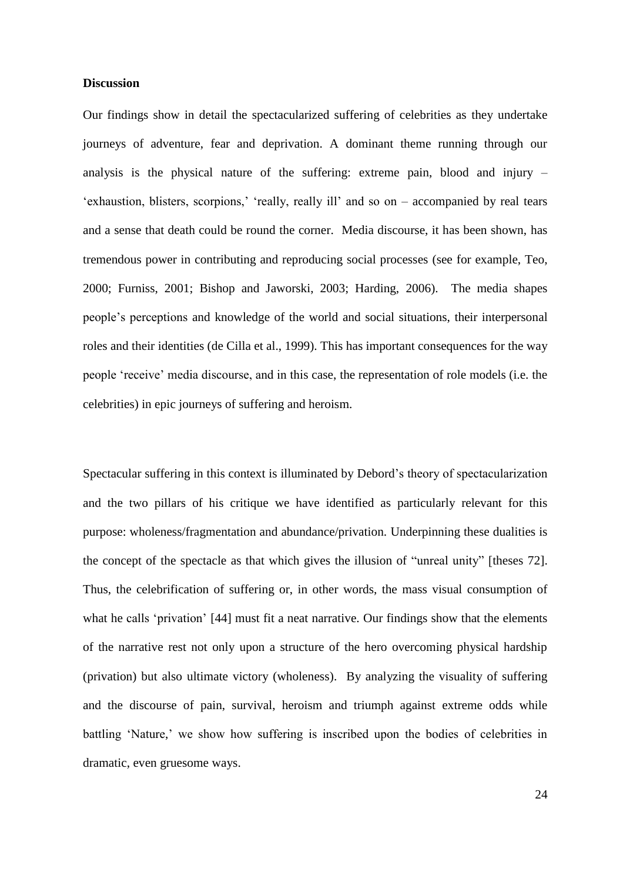**Discussion**

Our findings show in detail the spectacularized suffering of celebrities as they undertake journeys of adventure, fear and deprivation. A dominant theme running through our analysis is the physical nature of the suffering: extreme pain, blood and injury – 'exhaustion, blisters, scorpions,' 'really, really ill' and so on – accompanied by real tears and a sense that death could be round the corner. Media discourse, it has been shown, has tremendous power in contributing and reproducing social processes (see for example, Teo, 2000; Furniss, 2001; Bishop and Jaworski, 2003; Harding, 2006). The media shapes people's perceptions and knowledge of the world and social situations, their interpersonal roles and their identities (de Cilla et al., 1999). This has important consequences for the way people 'receive' media discourse, and in this case, the representation of role models (i.e. the celebrities) in epic journeys of suffering and heroism.

Spectacular suffering in this context is illuminated by Debord's theory of spectacularization and the two pillars of his critique we have identified as particularly relevant for this purpose: wholeness/fragmentation and abundance/privation. Underpinning these dualities is the concept of the spectacle as that which gives the illusion of "unreal unity" [theses 72]. Thus, the celebrification of suffering or, in other words, the mass visual consumption of what he calls 'privation' [44] must fit a neat narrative. Our findings show that the elements of the narrative rest not only upon a structure of the hero overcoming physical hardship (privation) but also ultimate victory (wholeness). By analyzing the visuality of suffering and the discourse of pain, survival, heroism and triumph against extreme odds while battling 'Nature,' we show how suffering is inscribed upon the bodies of celebrities in dramatic, even gruesome ways.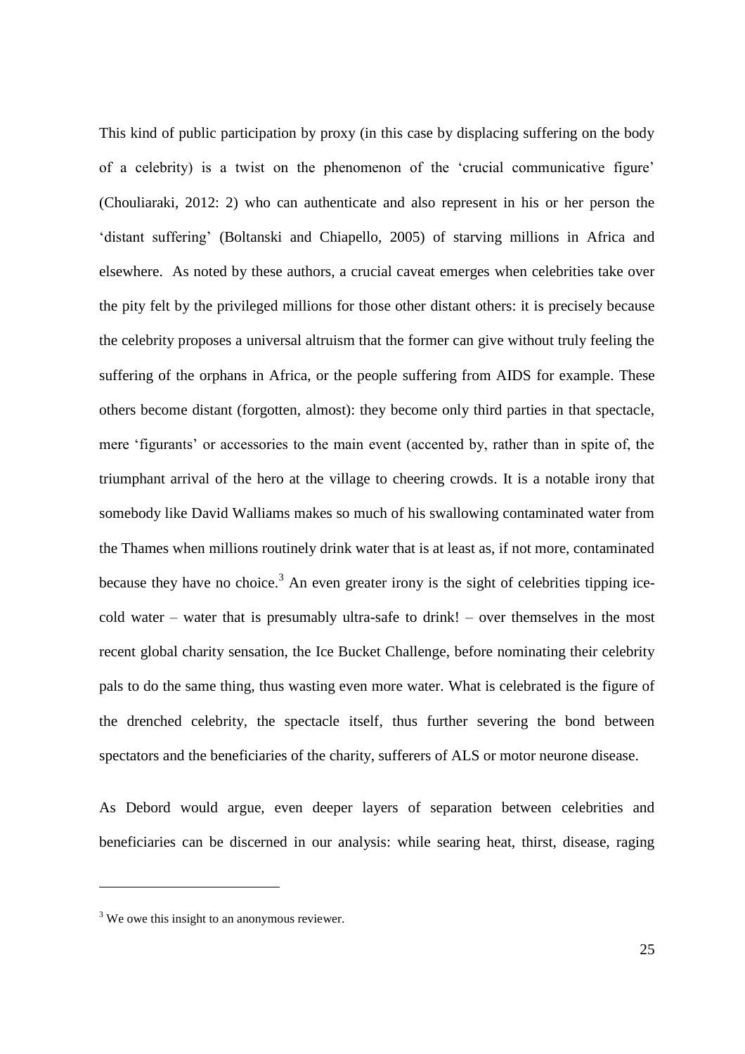This kind of public participation by proxy (in this case by displacing suffering on the body of a celebrity) is a twist on the phenomenon of the 'crucial communicative figure' (Chouliaraki, 2012: 2) who can authenticate and also represent in his or her person the 'distant suffering' (Boltanski and Chiapello, 2005) of starving millions in Africa and elsewhere. As noted by these authors, a crucial caveat emerges when celebrities take over the pity felt by the privileged millions for those other distant others: it is precisely because the celebrity proposes a universal altruism that the former can give without truly feeling the suffering of the orphans in Africa, or the people suffering from AIDS for example. These others become distant (forgotten, almost): they become only third parties in that spectacle, mere 'figurants' or accessories to the main event (accented by, rather than in spite of, the triumphant arrival of the hero at the village to cheering crowds. It is a notable irony that somebody like David Walliams makes so much of his swallowing contaminated water from the Thames when millions routinely drink water that is at least as, if not more, contaminated because they have no choice.[3] An even greater irony is the sight of celebrities tipping ice-cold water – water that is presumably ultra-safe to drink! – over themselves in the most recent global charity sensation, the Ice Bucket Challenge, before nominating their celebrity pals to do the same thing, thus wasting even more water. What is celebrated is the figure of the drenched celebrity, the spectacle itself, thus further severing the bond between spectators and the beneficiaries of the charity, sufferers of ALS or motor neurone disease.

As Debord would argue, even deeper layers of separation between celebrities and beneficiaries can be discerned in our analysis: while searing heat, thirst, disease, raging

[3] We owe this insight to an anonymous reviewer.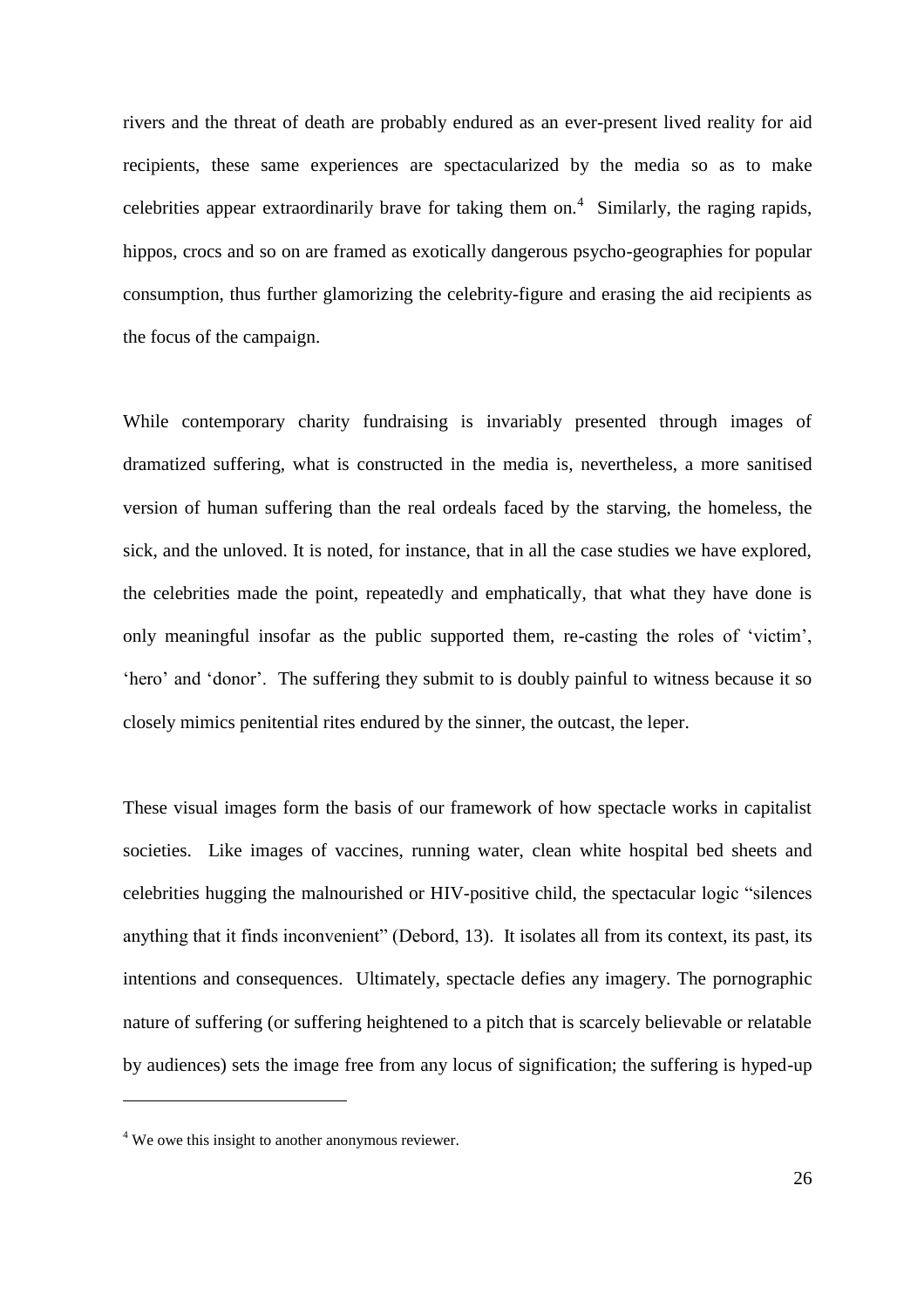rivers and the threat of death are probably endured as an ever-present lived reality for aid recipients, these same experiences are spectacularized by the media so as to make celebrities appear extraordinarily brave for taking them on.[4] Similarly, the raging rapids, hippos, crocs and so on are framed as exotically dangerous psycho-geographies for popular consumption, thus further glamorizing the celebrity-figure and erasing the aid recipients as the focus of the campaign.

While contemporary charity fundraising is invariably presented through images of dramatized suffering, what is constructed in the media is, nevertheless, a more sanitised version of human suffering than the real ordeals faced by the starving, the homeless, the sick, and the unloved. It is noted, for instance, that in all the case studies we have explored, the celebrities made the point, repeatedly and emphatically, that what they have done is only meaningful insofar as the public supported them, re-casting the roles of 'victim', 'hero' and 'donor'. The suffering they submit to is doubly painful to witness because it so closely mimics penitential rites endured by the sinner, the outcast, the leper.

These visual images form the basis of our framework of how spectacle works in capitalist societies. Like images of vaccines, running water, clean white hospital bed sheets and celebrities hugging the malnourished or HIV-positive child, the spectacular logic "silences anything that it finds inconvenient" (Debord, 13). It isolates all from its context, its past, its intentions and consequences. Ultimately, spectacle defies any imagery. The pornographic nature of suffering (or suffering heightened to a pitch that is scarcely believable or relatable by audiences) sets the image free from any locus of signification; the suffering is hyped-up

[4] We owe this insight to another anonymous reviewer.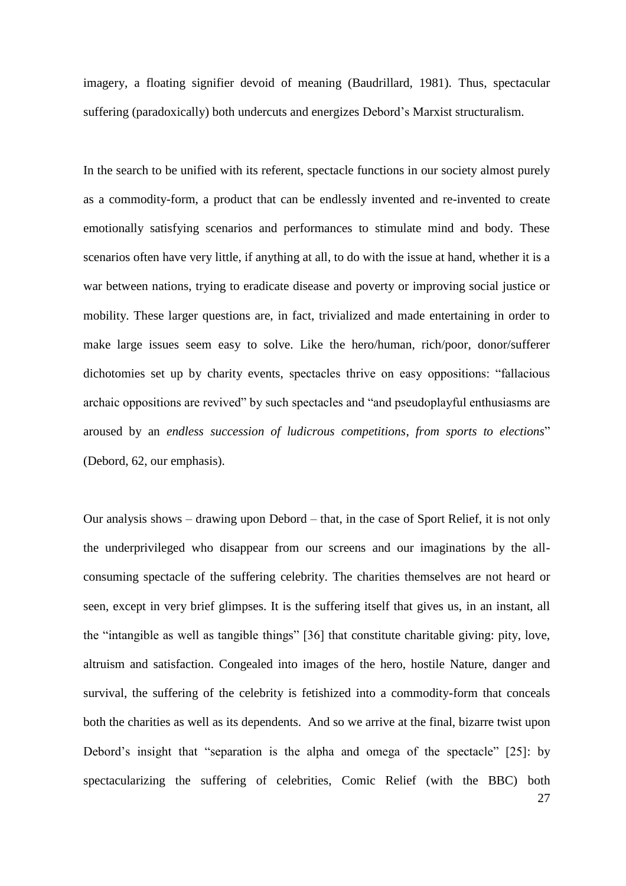imagery, a floating signifier devoid of meaning (Baudrillard, 1981). Thus, spectacular suffering (paradoxically) both undercuts and energizes Debord's Marxist structuralism.

In the search to be unified with its referent, spectacle functions in our society almost purely as a commodity-form, a product that can be endlessly invented and re-invented to create emotionally satisfying scenarios and performances to stimulate mind and body. These scenarios often have very little, if anything at all, to do with the issue at hand, whether it is a war between nations, trying to eradicate disease and poverty or improving social justice or mobility. These larger questions are, in fact, trivialized and made entertaining in order to make large issues seem easy to solve. Like the hero/human, rich/poor, donor/sufferer dichotomies set up by charity events, spectacles thrive on easy oppositions: "fallacious archaic oppositions are revived" by such spectacles and "and pseudoplayful enthusiasms are aroused by an *endless succession of ludicrous competitions*, *from sports to elections*" (Debord, 62, our emphasis).

Our analysis shows – drawing upon Debord – that, in the case of Sport Relief, it is not only the underprivileged who disappear from our screens and our imaginations by the all-consuming spectacle of the suffering celebrity. The charities themselves are not heard or seen, except in very brief glimpses. It is the suffering itself that gives us, in an instant, all the "intangible as well as tangible things" [36] that constitute charitable giving: pity, love, altruism and satisfaction. Congealed into images of the hero, hostile Nature, danger and survival, the suffering of the celebrity is fetishized into a commodity-form that conceals both the charities as well as its dependents. And so we arrive at the final, bizarre twist upon Debord's insight that "separation is the alpha and omega of the spectacle" [25]: by spectacularizing the suffering of celebrities, Comic Relief (with the BBC) both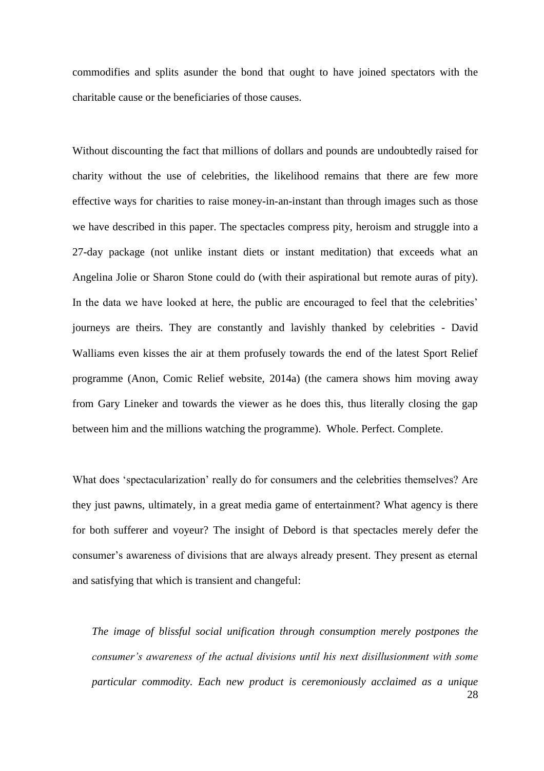commodifies and splits asunder the bond that ought to have joined spectators with the charitable cause or the beneficiaries of those causes.

Without discounting the fact that millions of dollars and pounds are undoubtedly raised for charity without the use of celebrities, the likelihood remains that there are few more effective ways for charities to raise money-in-an-instant than through images such as those we have described in this paper. The spectacles compress pity, heroism and struggle into a 27-day package (not unlike instant diets or instant meditation) that exceeds what an Angelina Jolie or Sharon Stone could do (with their aspirational but remote auras of pity). In the data we have looked at here, the public are encouraged to feel that the celebrities' journeys are theirs. They are constantly and lavishly thanked by celebrities - David Walliams even kisses the air at them profusely towards the end of the latest Sport Relief programme (Anon, Comic Relief website, 2014a) (the camera shows him moving away from Gary Lineker and towards the viewer as he does this, thus literally closing the gap between him and the millions watching the programme). Whole. Perfect. Complete.

What does 'spectacularization' really do for consumers and the celebrities themselves? Are they just pawns, ultimately, in a great media game of entertainment? What agency is there for both sufferer and voyeur? The insight of Debord is that spectacles merely defer the consumer's awareness of divisions that are always already present. They present as eternal and satisfying that which is transient and changeful:

> *The image of blissful social unification through consumption merely postpones the consumer's awareness of the actual divisions until his next disillusionment with some particular commodity. Each new product is ceremoniously acclaimed as a unique*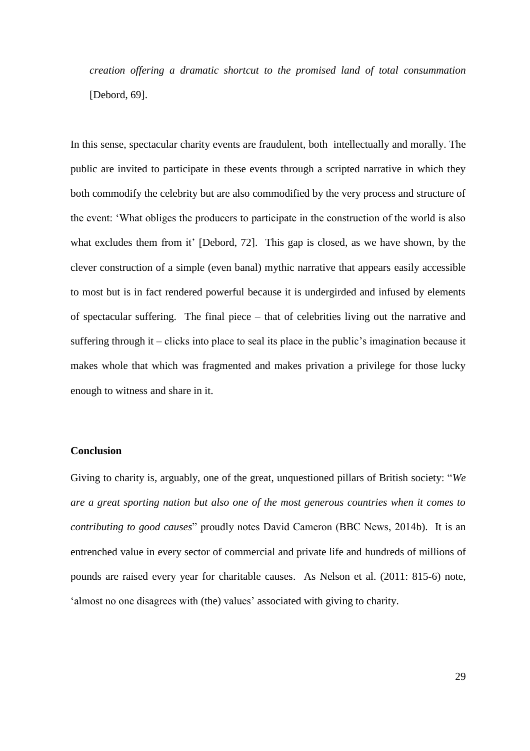*creation offering a dramatic shortcut to the promised land of total consummation* [Debord, 69].

In this sense, spectacular charity events are fraudulent, both intellectually and morally. The public are invited to participate in these events through a scripted narrative in which they both commodify the celebrity but are also commodified by the very process and structure of the event: 'What obliges the producers to participate in the construction of the world is also what excludes them from it' [Debord, 72]. This gap is closed, as we have shown, by the clever construction of a simple (even banal) mythic narrative that appears easily accessible to most but is in fact rendered powerful because it is undergirded and infused by elements of spectacular suffering. The final piece – that of celebrities living out the narrative and suffering through it – clicks into place to seal its place in the public's imagination because it makes whole that which was fragmented and makes privation a privilege for those lucky enough to witness and share in it.

## Conclusion

Giving to charity is, arguably, one of the great, unquestioned pillars of British society: "*We are a great sporting nation but also one of the most generous countries when it comes to contributing to good causes*" proudly notes David Cameron (BBC News, 2014b). It is an entrenched value in every sector of commercial and private life and hundreds of millions of pounds are raised every year for charitable causes. As Nelson et al. (2011: 815-6) note, 'almost no one disagrees with (the) values' associated with giving to charity.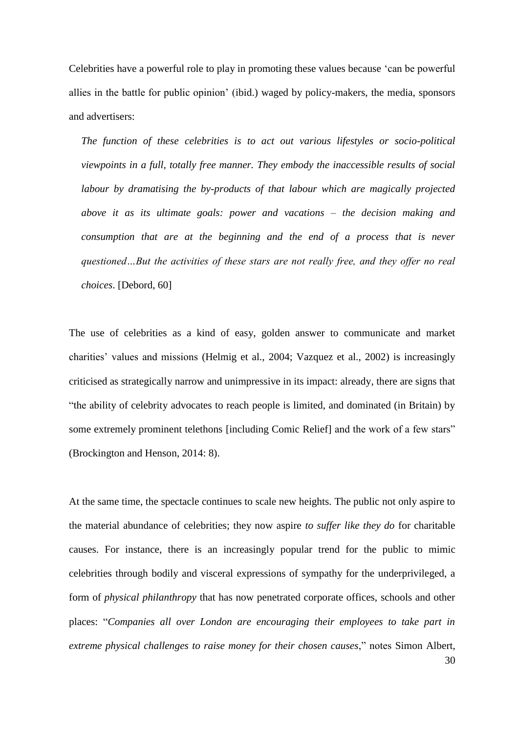Celebrities have a powerful role to play in promoting these values because 'can be powerful allies in the battle for public opinion' (ibid.) waged by policy-makers, the media, sponsors and advertisers:

> *The function of these celebrities is to act out various lifestyles or socio-political viewpoints in a full, totally free manner. They embody the inaccessible results of social labour by dramatising the by-products of that labour which are magically projected above it as its ultimate goals: power and vacations – the decision making and consumption that are at the beginning and the end of a process that is never questioned…But the activities of these stars are not really free, and they offer no real choices*. [Debord, 60]

The use of celebrities as a kind of easy, golden answer to communicate and market charities' values and missions (Helmig et al., 2004; Vazquez et al., 2002) is increasingly criticised as strategically narrow and unimpressive in its impact: already, there are signs that "the ability of celebrity advocates to reach people is limited, and dominated (in Britain) by some extremely prominent telethons [including Comic Relief] and the work of a few stars" (Brockington and Henson, 2014: 8).

At the same time, the spectacle continues to scale new heights. The public not only aspire to the material abundance of celebrities; they now aspire *to suffer like they do* for charitable causes. For instance, there is an increasingly popular trend for the public to mimic celebrities through bodily and visceral expressions of sympathy for the underprivileged, a form of *physical philanthropy* that has now penetrated corporate offices, schools and other places: "*Companies all over London are encouraging their employees to take part in extreme physical challenges to raise money for their chosen causes*," notes Simon Albert,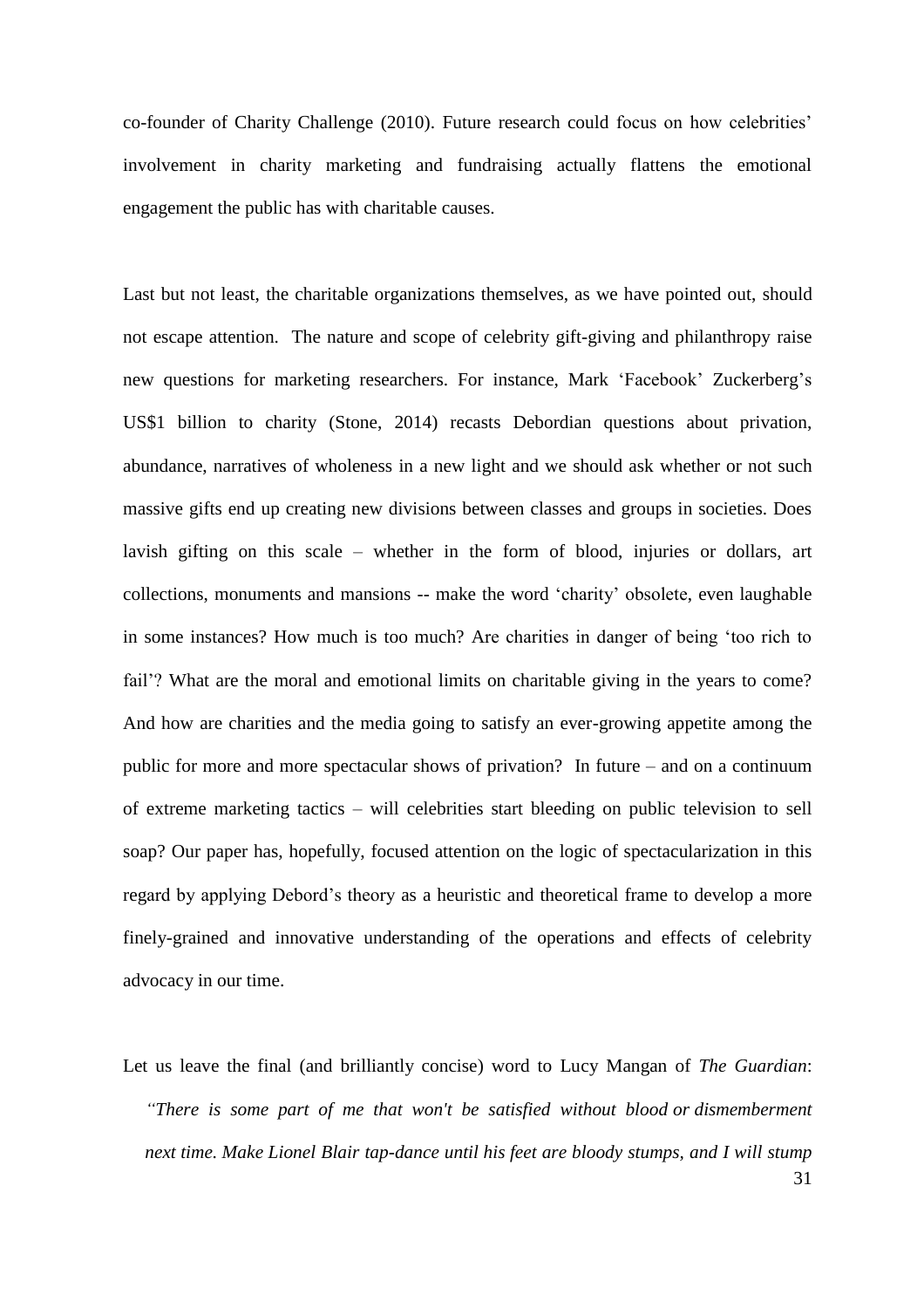co-founder of Charity Challenge (2010). Future research could focus on how celebrities' involvement in charity marketing and fundraising actually flattens the emotional engagement the public has with charitable causes.

Last but not least, the charitable organizations themselves, as we have pointed out, should not escape attention. The nature and scope of celebrity gift-giving and philanthropy raise new questions for marketing researchers. For instance, Mark 'Facebook' Zuckerberg's US$1 billion to charity (Stone, 2014) recasts Debordian questions about privation, abundance, narratives of wholeness in a new light and we should ask whether or not such massive gifts end up creating new divisions between classes and groups in societies. Does lavish gifting on this scale – whether in the form of blood, injuries or dollars, art collections, monuments and mansions -- make the word 'charity' obsolete, even laughable in some instances? How much is too much? Are charities in danger of being 'too rich to fail'? What are the moral and emotional limits on charitable giving in the years to come? And how are charities and the media going to satisfy an ever-growing appetite among the public for more and more spectacular shows of privation? In future – and on a continuum of extreme marketing tactics – will celebrities start bleeding on public television to sell soap? Our paper has, hopefully, focused attention on the logic of spectacularization in this regard by applying Debord's theory as a heuristic and theoretical frame to develop a more finely-grained and innovative understanding of the operations and effects of celebrity advocacy in our time.

Let us leave the final (and brilliantly concise) word to Lucy Mangan of *The Guardian*:

> *"There is some part of me that won't be satisfied without blood or dismemberment next time. Make Lionel Blair tap-dance until his feet are bloody stumps, and I will stump*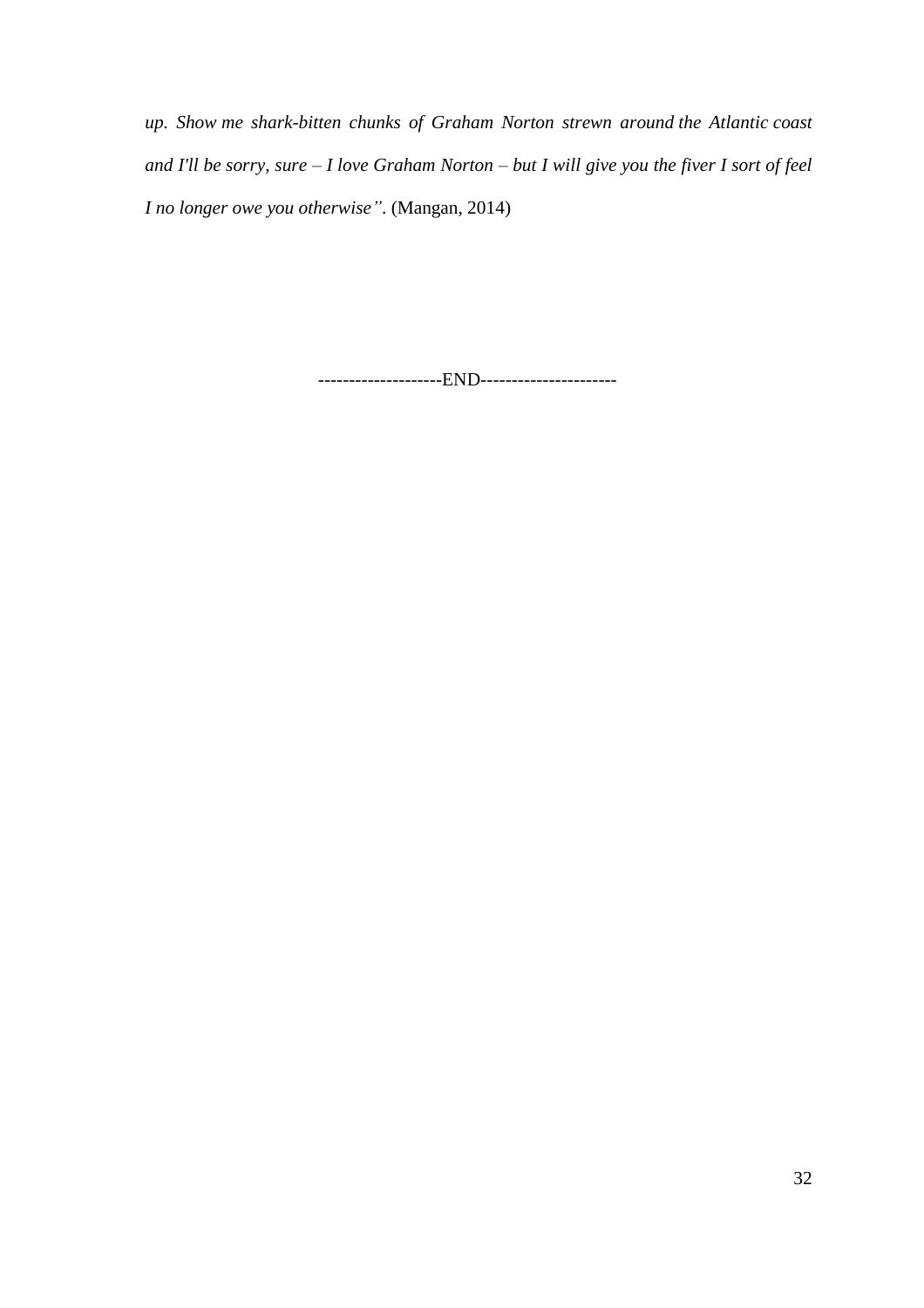*up. Show me shark-bitten chunks of Graham Norton strewn around the Atlantic coast and I'll be sorry, sure – I love Graham Norton – but I will give you the fiver I sort of feel I no longer owe you otherwise"*. (Mangan, 2014)

--------------------END---------------------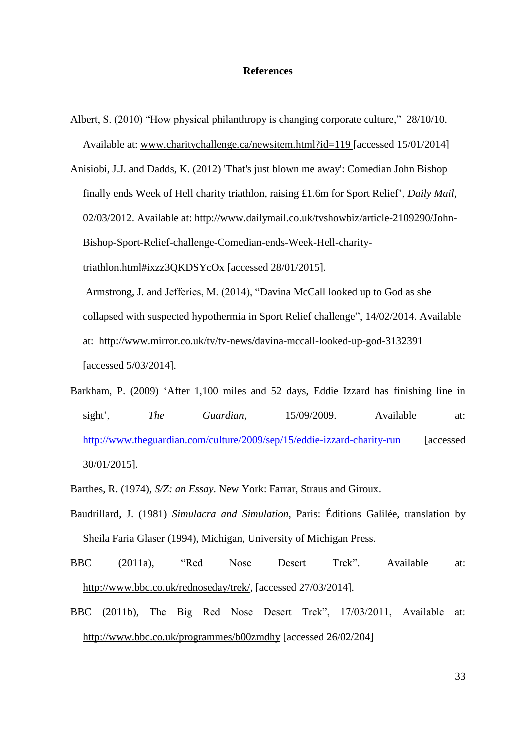**References**

Albert, S. (2010) “How physical philanthropy is changing corporate culture,” 28/10/10. Available at: www.charitychallenge.ca/newsitem.html?id=119 [accessed 15/01/2014]

Anisiobi, J.J. and Dadds, K. (2012) 'That's just blown me away': Comedian John Bishop finally ends Week of Hell charity triathlon, raising £1.6m for Sport Relief’, *Daily Mail*, 02/03/2012. Available at: http://www.dailymail.co.uk/tvshowbiz/article-2109290/John-Bishop-Sport-Relief-challenge-Comedian-ends-Week-Hell-charity-triathlon.html#ixzz3QKDSYcOx [accessed 28/01/2015].

Armstrong, J. and Jefferies, M. (2014), “Davina McCall looked up to God as she collapsed with suspected hypothermia in Sport Relief challenge”, 14/02/2014. Available at: http://www.mirror.co.uk/tv/tv-news/davina-mccall-looked-up-god-3132391 [accessed 5/03/2014].

Barkham, P. (2009) ‘After 1,100 miles and 52 days, Eddie Izzard has finishing line in sight’, *The Guardian*, 15/09/2009. Available at: http://www.theguardian.com/culture/2009/sep/15/eddie-izzard-charity-run [accessed 30/01/2015].

Barthes, R. (1974), *S/Z: an Essay*. New York: Farrar, Straus and Giroux.

Baudrillard, J. (1981) *Simulacra and Simulation*, Paris: Éditions Galilée, translation by Sheila Faria Glaser (1994), Michigan, University of Michigan Press.

BBC (2011a), “Red Nose Desert Trek”. Available at: http://www.bbc.co.uk/rednoseday/trek/, [accessed 27/03/2014].

BBC (2011b), The Big Red Nose Desert Trek”, 17/03/2011, Available at: http://www.bbc.co.uk/programmes/b00zmdhy [accessed 26/02/204]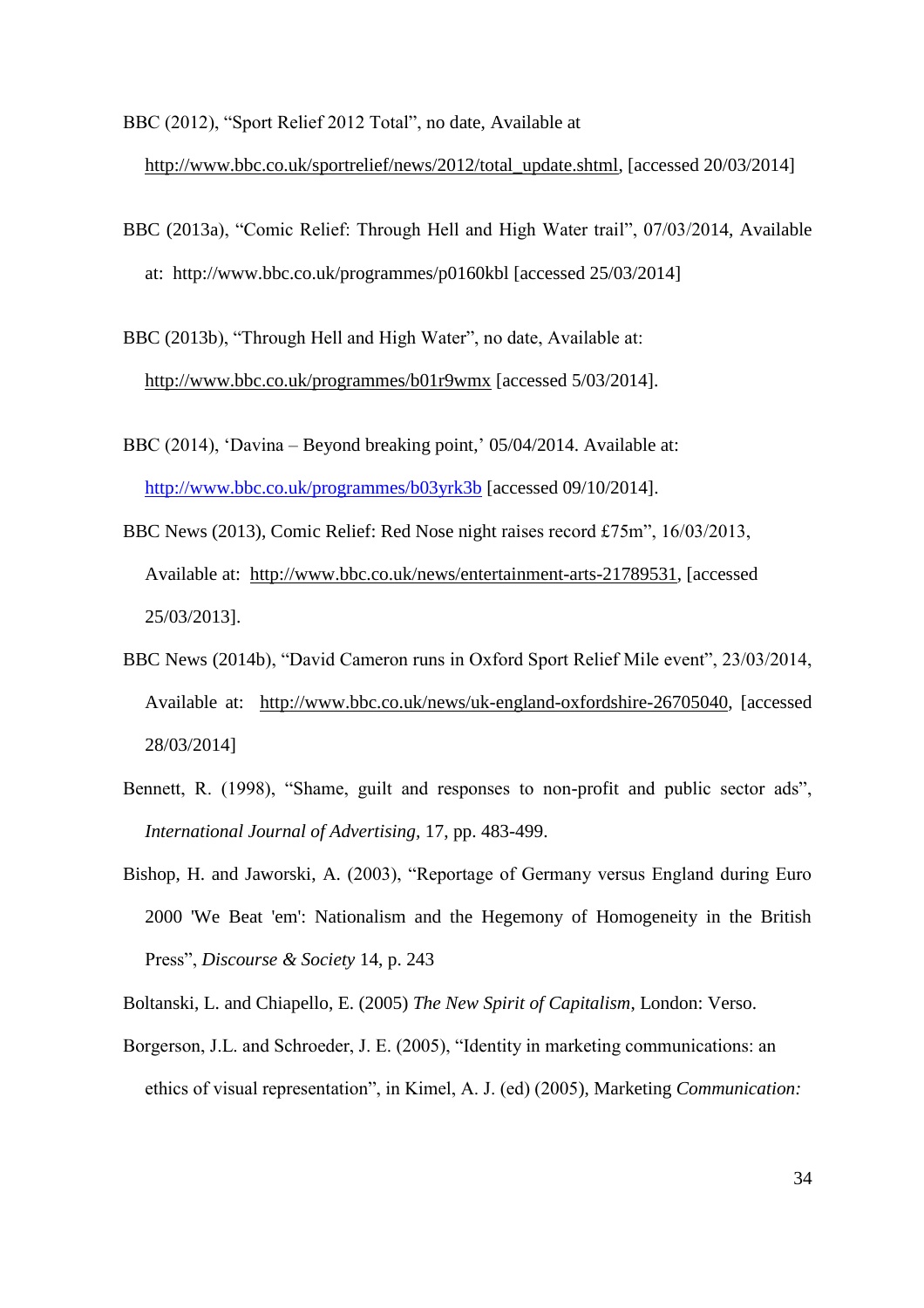BBC (2012), "Sport Relief 2012 Total", no date, Available at http://www.bbc.co.uk/sportrelief/news/2012/total_update.shtml, [accessed 20/03/2014]

BBC (2013a), "Comic Relief: Through Hell and High Water trail", 07/03/2014, Available at: http://www.bbc.co.uk/programmes/p0160kbl [accessed 25/03/2014]

BBC (2013b), "Through Hell and High Water", no date, Available at: http://www.bbc.co.uk/programmes/b01r9wmx [accessed 5/03/2014].

BBC (2014), 'Davina – Beyond breaking point,' 05/04/2014. Available at: http://www.bbc.co.uk/programmes/b03yrk3b [accessed 09/10/2014].

BBC News (2013), Comic Relief: Red Nose night raises record £75m", 16/03/2013, Available at: http://www.bbc.co.uk/news/entertainment-arts-21789531, [accessed 25/03/2013].

BBC News (2014b), "David Cameron runs in Oxford Sport Relief Mile event", 23/03/2014, Available at: http://www.bbc.co.uk/news/uk-england-oxfordshire-26705040, [accessed 28/03/2014]

Bennett, R. (1998), "Shame, guilt and responses to non-profit and public sector ads", *International Journal of Advertising*, 17, pp. 483-499.

Bishop, H. and Jaworski, A. (2003), "Reportage of Germany versus England during Euro 2000 'We Beat 'em': Nationalism and the Hegemony of Homogeneity in the British Press", *Discourse & Society* 14, p. 243

Boltanski, L. and Chiapello, E. (2005) *The New Spirit of Capitalism*, London: Verso.

Borgerson, J.L. and Schroeder, J. E. (2005), "Identity in marketing communications: an ethics of visual representation", in Kimel, A. J. (ed) (2005), Marketing *Communication:*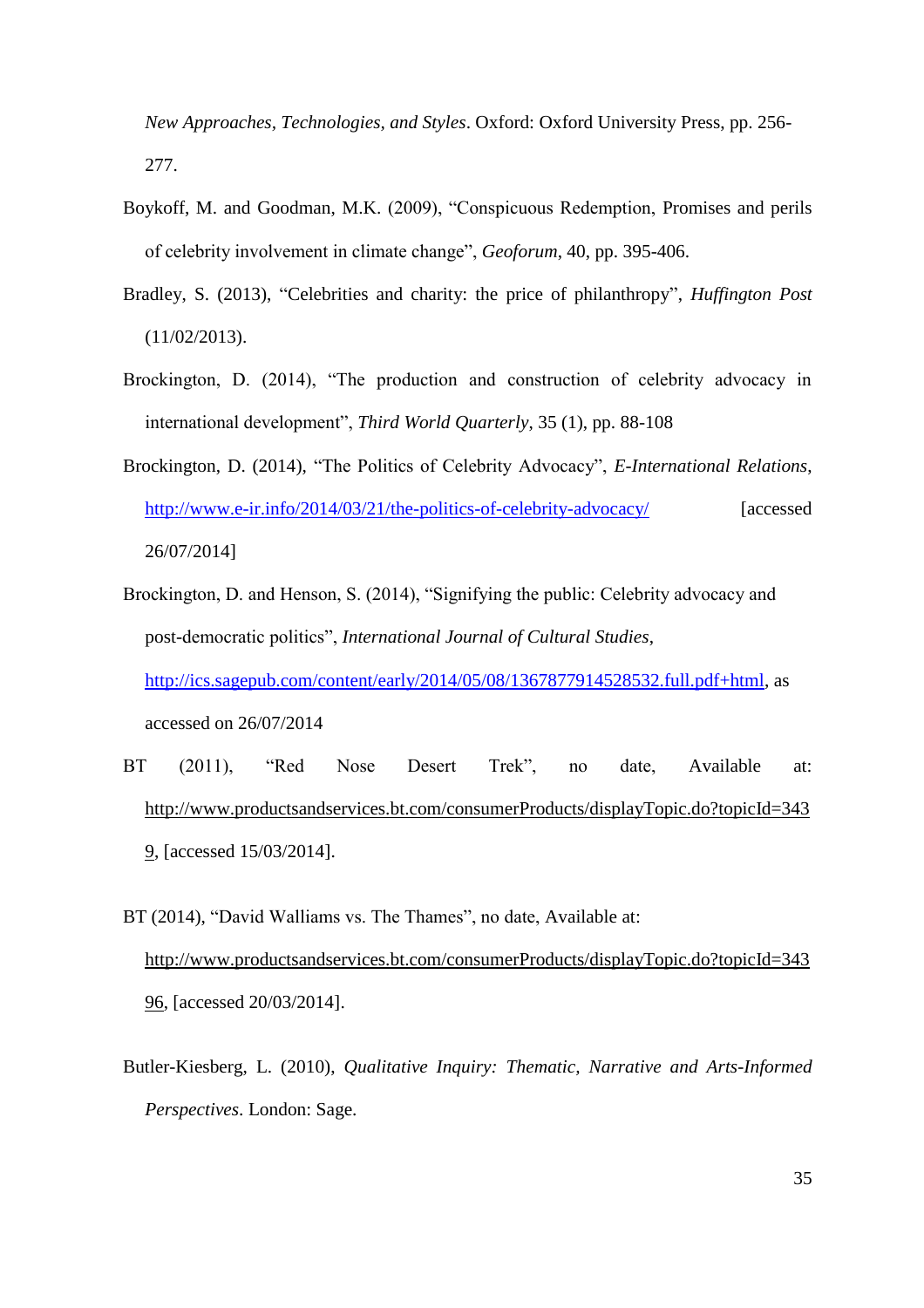*New Approaches, Technologies, and Styles*. Oxford: Oxford University Press, pp. 256-277.

Boykoff, M. and Goodman, M.K. (2009), "Conspicuous Redemption, Promises and perils of celebrity involvement in climate change", *Geoforum*, 40, pp. 395-406.

Bradley, S. (2013), "Celebrities and charity: the price of philanthropy", *Huffington Post* (11/02/2013).

Brockington, D. (2014), "The production and construction of celebrity advocacy in international development", *Third World Quarterly*, 35 (1), pp. 88-108

Brockington, D. (2014), "The Politics of Celebrity Advocacy", *E-International Relations*, http://www.e-ir.info/2014/03/21/the-politics-of-celebrity-advocacy/ [accessed 26/07/2014]

Brockington, D. and Henson, S. (2014), "Signifying the public: Celebrity advocacy and post-democratic politics", *International Journal of Cultural Studies*, http://ics.sagepub.com/content/early/2014/05/08/1367877914528532.full.pdf+html, as accessed on 26/07/2014

BT (2011), "Red Nose Desert Trek", no date, Available at: http://www.productsandservices.bt.com/consumerProducts/displayTopic.do?topicId=3439, [accessed 15/03/2014].

BT (2014), "David Walliams vs. The Thames", no date, Available at: http://www.productsandservices.bt.com/consumerProducts/displayTopic.do?topicId=34396, [accessed 20/03/2014].

Butler-Kiesberg, L. (2010), *Qualitative Inquiry: Thematic, Narrative and Arts-Informed Perspectives*. London: Sage.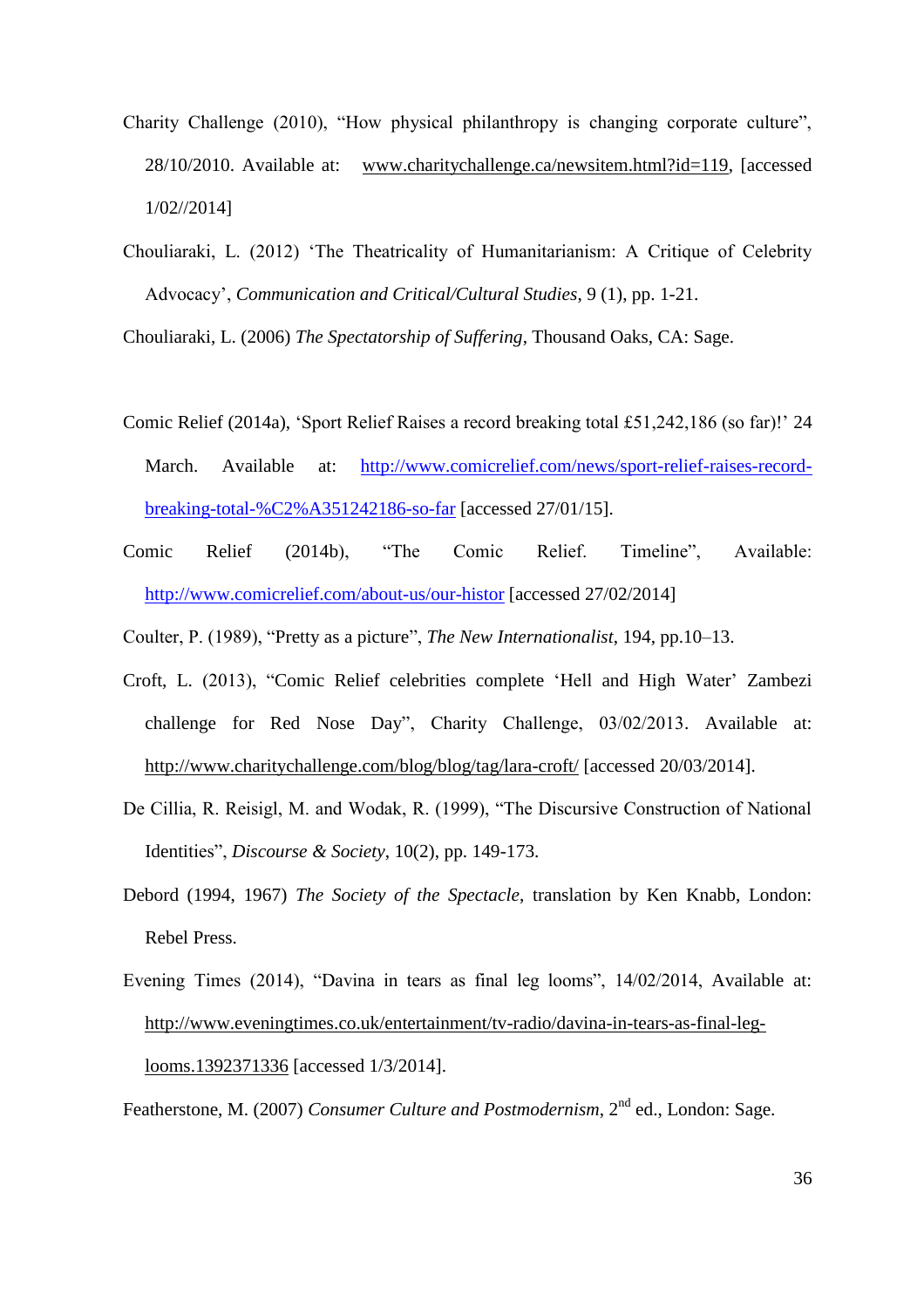Charity Challenge (2010), "How physical philanthropy is changing corporate culture", 28/10/2010. Available at: www.charitychallenge.ca/newsitem.html?id=119, [accessed 1/02//2014]

Chouliaraki, L. (2012) 'The Theatricality of Humanitarianism: A Critique of Celebrity Advocacy', *Communication and Critical/Cultural Studies*, 9 (1), pp. 1-21.

Chouliaraki, L. (2006) *The Spectatorship of Suffering*, Thousand Oaks, CA: Sage.

Comic Relief (2014a), 'Sport Relief Raises a record breaking total £51,242,186 (so far)!' 24 March. Available at: http://www.comicrelief.com/news/sport-relief-raises-record-breaking-total-%C2%A351242186-so-far [accessed 27/01/15].

Comic Relief (2014b), "The Comic Relief. Timeline", Available: http://www.comicrelief.com/about-us/our-histor [accessed 27/02/2014]

Coulter, P. (1989), "Pretty as a picture", *The New Internationalist*, 194, pp.10–13.

Croft, L. (2013), "Comic Relief celebrities complete 'Hell and High Water' Zambezi challenge for Red Nose Day", Charity Challenge, 03/02/2013. Available at: http://www.charitychallenge.com/blog/blog/tag/lara-croft/ [accessed 20/03/2014].

De Cillia, R. Reisigl, M. and Wodak, R. (1999), "The Discursive Construction of National Identities", *Discourse & Society*, 10(2), pp. 149-173.

Debord (1994, 1967) *The Society of the Spectacle*, translation by Ken Knabb, London: Rebel Press.

Evening Times (2014), "Davina in tears as final leg looms", 14/02/2014, Available at: http://www.eveningtimes.co.uk/entertainment/tv-radio/davina-in-tears-as-final-leg-looms.1392371336 [accessed 1/3/2014].

Featherstone, M. (2007) *Consumer Culture and Postmodernism*, 2nd ed., London: Sage.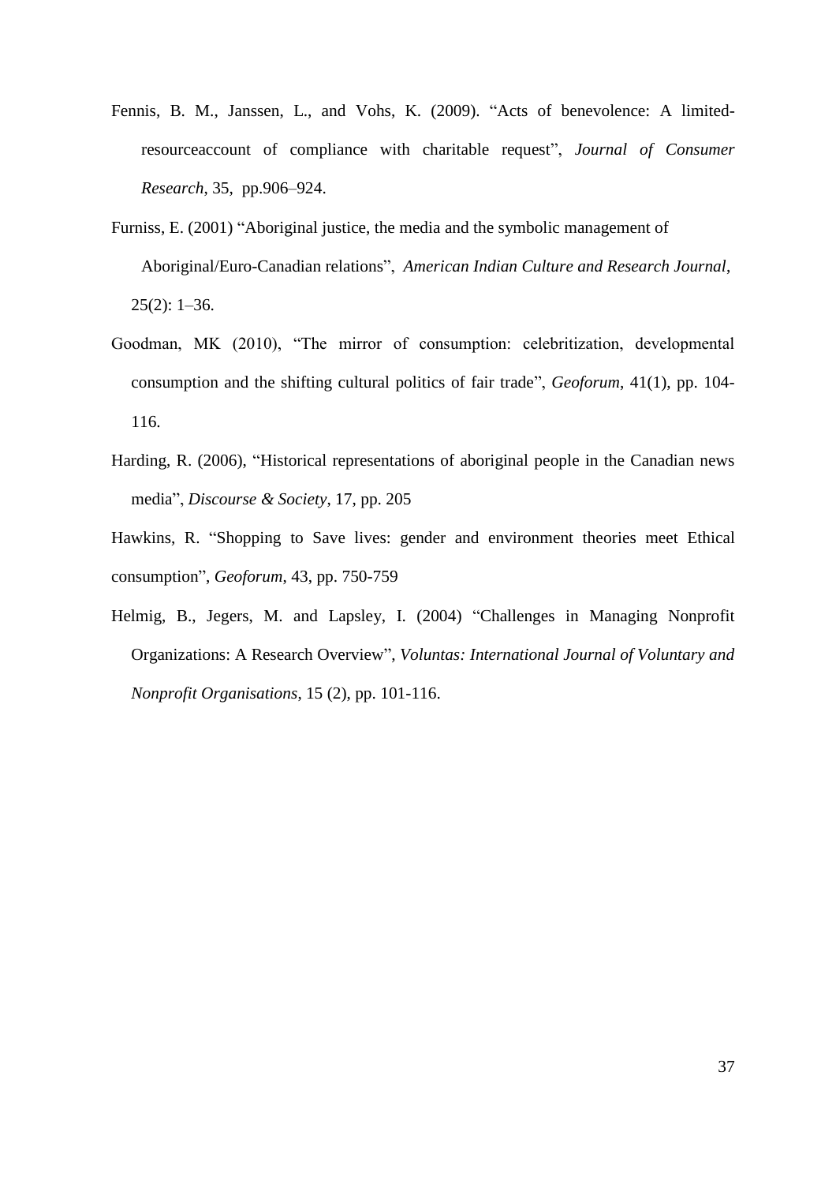Fennis, B. M., Janssen, L., and Vohs, K. (2009). "Acts of benevolence: A limited-resourceaccount of compliance with charitable request", *Journal of Consumer Research*, 35, pp.906–924.

Furniss, E. (2001) "Aboriginal justice, the media and the symbolic management of Aboriginal/Euro-Canadian relations", *American Indian Culture and Research Journal*, 25(2): 1–36.

Goodman, MK (2010), "The mirror of consumption: celebritization, developmental consumption and the shifting cultural politics of fair trade", *Geoforum*, 41(1), pp. 104-116.

Harding, R. (2006), "Historical representations of aboriginal people in the Canadian news media", *Discourse & Society*, 17, pp. 205

Hawkins, R. "Shopping to Save lives: gender and environment theories meet Ethical consumption", *Geoforum*, 43, pp. 750-759

Helmig, B., Jegers, M. and Lapsley, I. (2004) "Challenges in Managing Nonprofit Organizations: A Research Overview", *Voluntas: International Journal of Voluntary and Nonprofit Organisations*, 15 (2), pp. 101-116.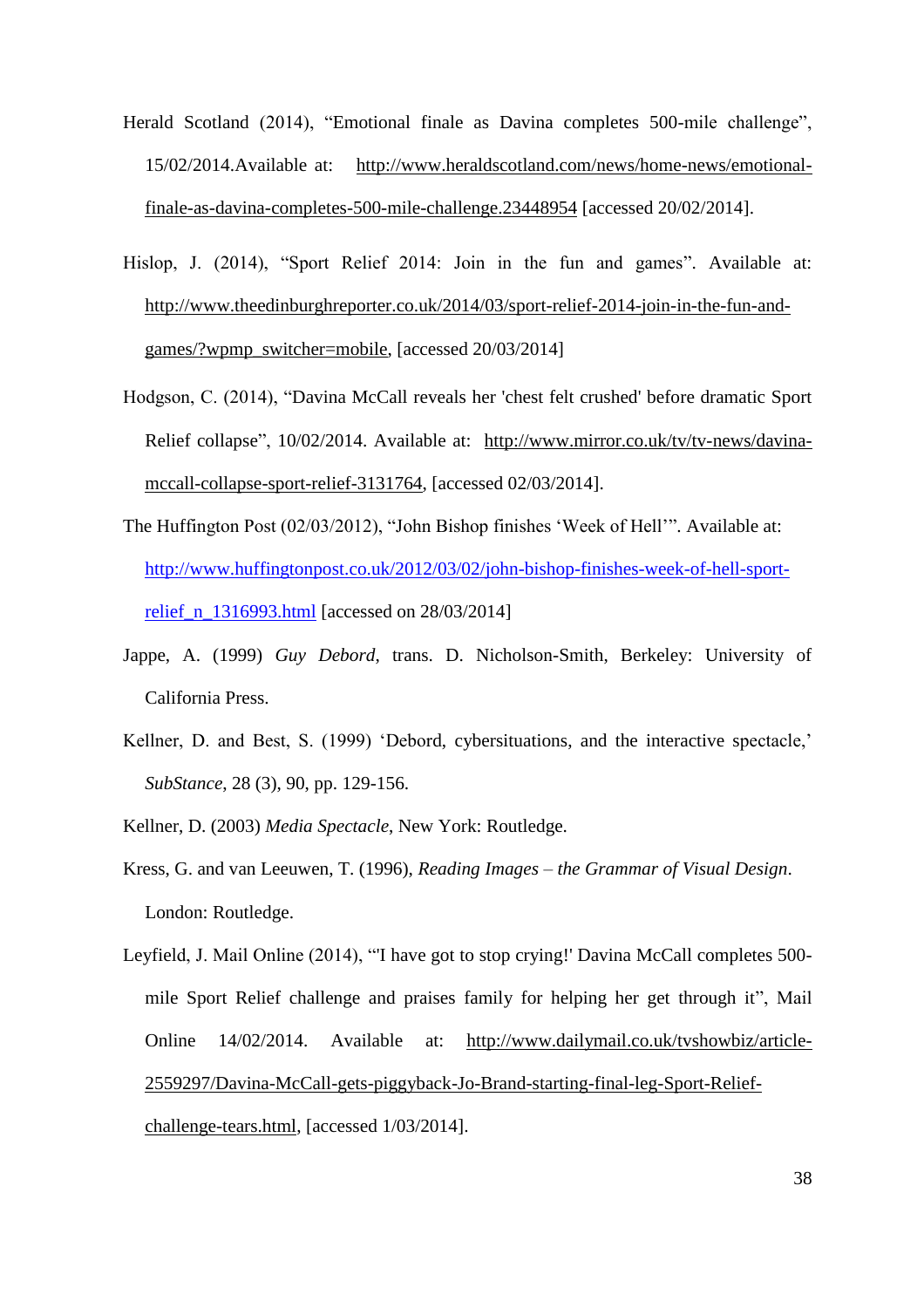Herald Scotland (2014), "Emotional finale as Davina completes 500-mile challenge", 15/02/2014.Available at: http://www.heraldscotland.com/news/home-news/emotional-finale-as-davina-completes-500-mile-challenge.23448954 [accessed 20/02/2014].

Hislop, J. (2014), "Sport Relief 2014: Join in the fun and games". Available at: http://www.theedinburghreporter.co.uk/2014/03/sport-relief-2014-join-in-the-fun-and-games/?wpmp_switcher=mobile, [accessed 20/03/2014]

Hodgson, C. (2014), "Davina McCall reveals her 'chest felt crushed' before dramatic Sport Relief collapse", 10/02/2014. Available at: http://www.mirror.co.uk/tv/tv-news/davina-mccall-collapse-sport-relief-3131764, [accessed 02/03/2014].

The Huffington Post (02/03/2012), "John Bishop finishes 'Week of Hell'". Available at: http://www.huffingtonpost.co.uk/2012/03/02/john-bishop-finishes-week-of-hell-sport-relief_n_1316993.html [accessed on 28/03/2014]

Jappe, A. (1999) *Guy Debord*, trans. D. Nicholson-Smith, Berkeley: University of California Press.

Kellner, D. and Best, S. (1999) 'Debord, cybersituations, and the interactive spectacle,' *SubStance*, 28 (3), 90, pp. 129-156.

Kellner, D. (2003) *Media Spectacle*, New York: Routledge.

Kress, G. and van Leeuwen, T. (1996), *Reading Images – the Grammar of Visual Design*. London: Routledge.

Leyfield, J. Mail Online (2014), "'I have got to stop crying!' Davina McCall completes 500-mile Sport Relief challenge and praises family for helping her get through it", Mail Online 14/02/2014. Available at: http://www.dailymail.co.uk/tvshowbiz/article-2559297/Davina-McCall-gets-piggyback-Jo-Brand-starting-final-leg-Sport-Relief-challenge-tears.html, [accessed 1/03/2014].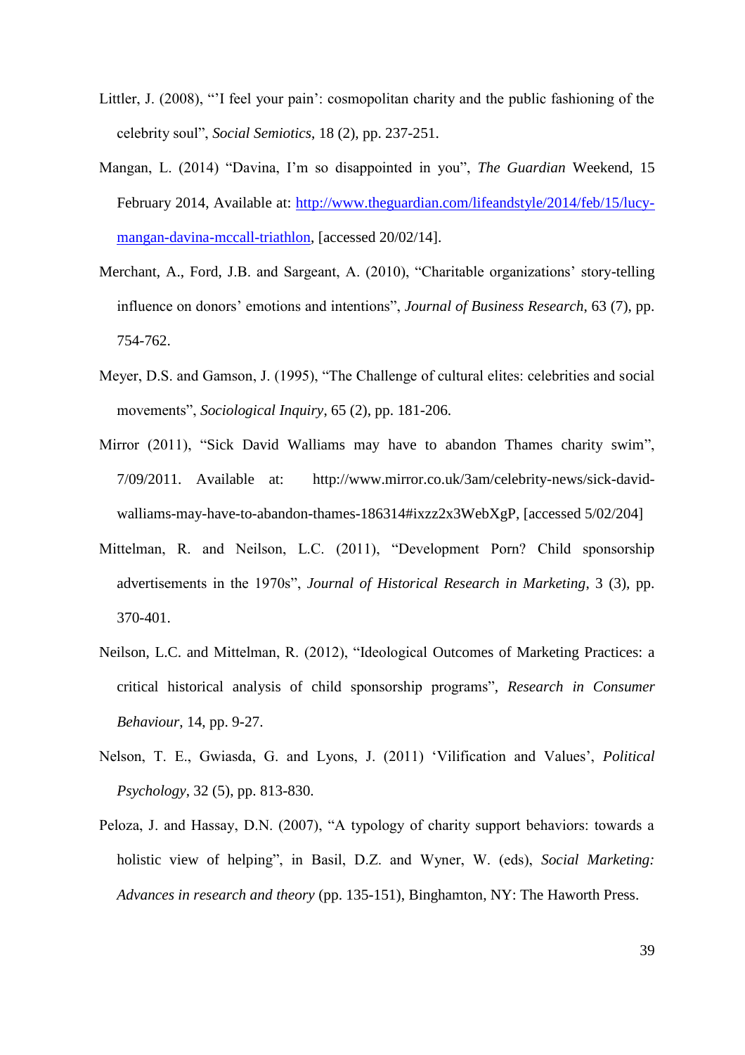Littler, J. (2008), "'I feel your pain': cosmopolitan charity and the public fashioning of the celebrity soul", *Social Semiotics*, 18 (2), pp. 237-251.

Mangan, L. (2014) "Davina, I'm so disappointed in you", *The Guardian* Weekend, 15 February 2014, Available at: http://www.theguardian.com/lifeandstyle/2014/feb/15/lucy-mangan-davina-mccall-triathlon, [accessed 20/02/14].

Merchant, A., Ford, J.B. and Sargeant, A. (2010), "Charitable organizations' story-telling influence on donors' emotions and intentions", *Journal of Business Research*, 63 (7), pp. 754-762.

Meyer, D.S. and Gamson, J. (1995), "The Challenge of cultural elites: celebrities and social movements", *Sociological Inquiry*, 65 (2), pp. 181-206.

Mirror (2011), "Sick David Walliams may have to abandon Thames charity swim", 7/09/2011. Available at: http://www.mirror.co.uk/3am/celebrity-news/sick-david-walliams-may-have-to-abandon-thames-186314#ixzz2x3WebXgP, [accessed 5/02/204]

Mittelman, R. and Neilson, L.C. (2011), "Development Porn? Child sponsorship advertisements in the 1970s", *Journal of Historical Research in Marketing*, 3 (3), pp. 370-401.

Neilson, L.C. and Mittelman, R. (2012), "Ideological Outcomes of Marketing Practices: a critical historical analysis of child sponsorship programs", *Research in Consumer Behaviour*, 14, pp. 9-27.

Nelson, T. E., Gwiasda, G. and Lyons, J. (2011) 'Vilification and Values', *Political Psychology*, 32 (5), pp. 813-830.

Peloza, J. and Hassay, D.N. (2007), "A typology of charity support behaviors: towards a holistic view of helping", in Basil, D.Z. and Wyner, W. (eds), *Social Marketing: Advances in research and theory* (pp. 135-151), Binghamton, NY: The Haworth Press.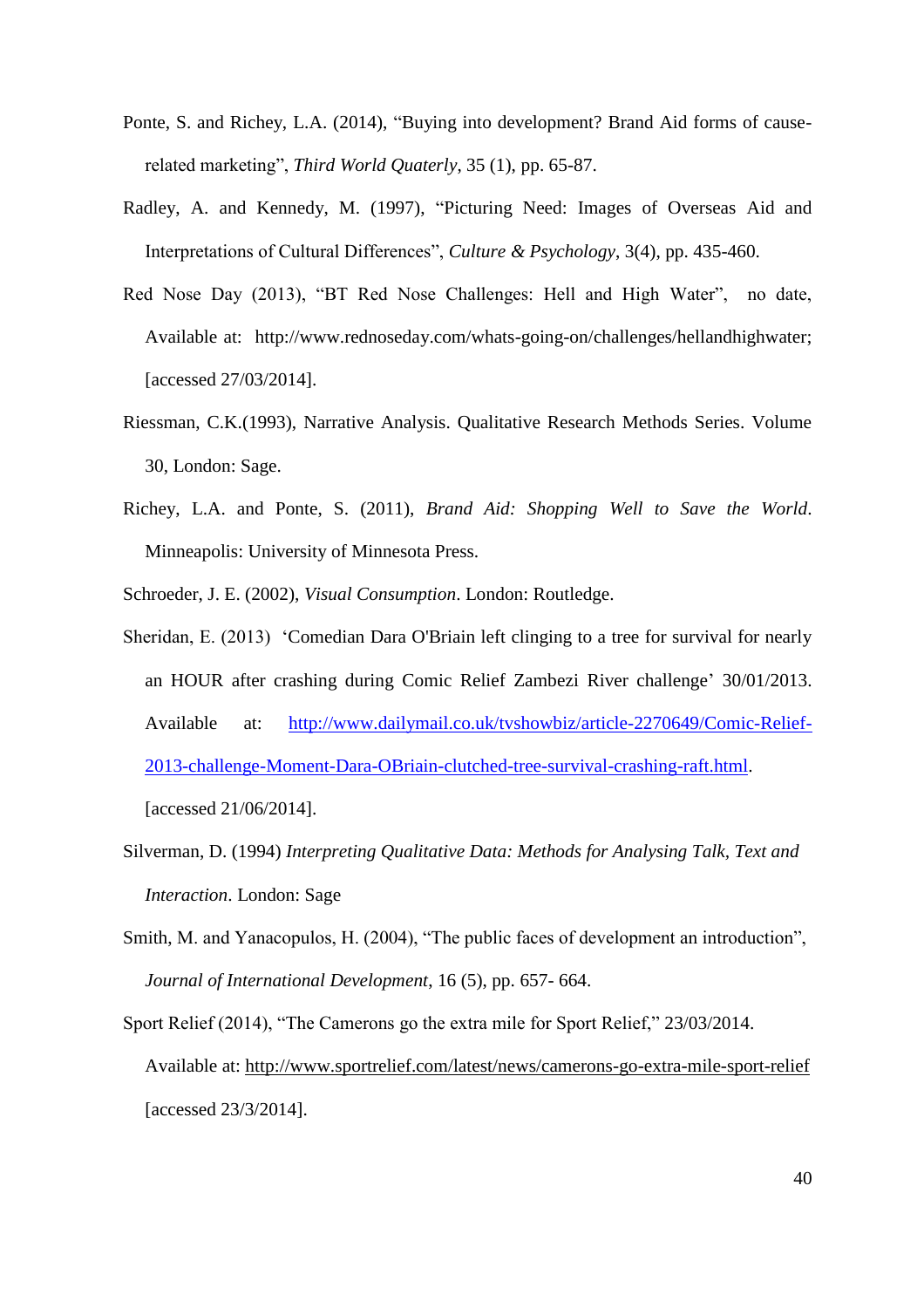Ponte, S. and Richey, L.A. (2014), "Buying into development? Brand Aid forms of cause-related marketing", *Third World Quaterly*, 35 (1), pp. 65-87.

Radley, A. and Kennedy, M. (1997), "Picturing Need: Images of Overseas Aid and Interpretations of Cultural Differences", *Culture & Psychology*, 3(4), pp. 435-460.

Red Nose Day (2013), "BT Red Nose Challenges: Hell and High Water", no date, Available at: http://www.rednoseday.com/whats-going-on/challenges/hellandhighwater; [accessed 27/03/2014].

Riessman, C.K.(1993), Narrative Analysis. Qualitative Research Methods Series. Volume 30, London: Sage.

Richey, L.A. and Ponte, S. (2011), *Brand Aid: Shopping Well to Save the World*. Minneapolis: University of Minnesota Press.

Schroeder, J. E. (2002), *Visual Consumption*. London: Routledge.

Sheridan, E. (2013) 'Comedian Dara O'Briain left clinging to a tree for survival for nearly an HOUR after crashing during Comic Relief Zambezi River challenge' 30/01/2013. Available at: http://www.dailymail.co.uk/tvshowbiz/article-2270649/Comic-Relief-2013-challenge-Moment-Dara-OBriain-clutched-tree-survival-crashing-raft.html. [accessed 21/06/2014].

Silverman, D. (1994) *Interpreting Qualitative Data: Methods for Analysing Talk, Text and Interaction*. London: Sage

Smith, M. and Yanacopulos, H. (2004), "The public faces of development an introduction", *Journal of International Development*, 16 (5), pp. 657- 664.

Sport Relief (2014), "The Camerons go the extra mile for Sport Relief," 23/03/2014. Available at: http://www.sportrelief.com/latest/news/camerons-go-extra-mile-sport-relief [accessed 23/3/2014].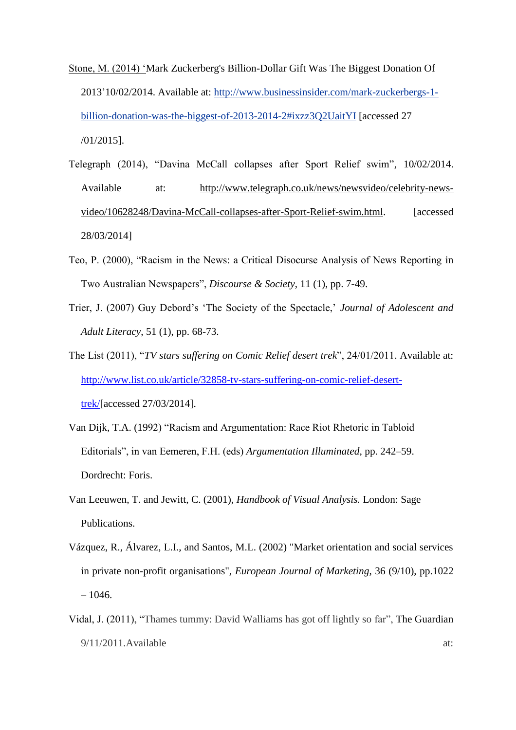Stone, M. (2014) 'Mark Zuckerberg's Billion-Dollar Gift Was The Biggest Donation Of 2013'10/02/2014. Available at: http://www.businessinsider.com/mark-zuckerbergs-1-billion-donation-was-the-biggest-of-2013-2014-2#ixzz3Q2UaitYI [accessed 27 /01/2015].

Telegraph (2014), "Davina McCall collapses after Sport Relief swim", 10/02/2014. Available at: http://www.telegraph.co.uk/news/newsvideo/celebrity-news-video/10628248/Davina-McCall-collapses-after-Sport-Relief-swim.html. [accessed 28/03/2014]

Teo, P. (2000), "Racism in the News: a Critical Disocurse Analysis of News Reporting in Two Australian Newspapers", *Discourse & Society*, 11 (1), pp. 7-49.

Trier, J. (2007) Guy Debord's 'The Society of the Spectacle,' *Journal of Adolescent and Adult Literacy*, 51 (1), pp. 68-73.

The List (2011), "*TV stars suffering on Comic Relief desert trek*", 24/01/2011. Available at: http://www.list.co.uk/article/32858-tv-stars-suffering-on-comic-relief-desert-trek/[accessed 27/03/2014].

Van Dijk, T.A. (1992) "Racism and Argumentation: Race Riot Rhetoric in Tabloid Editorials", in van Eemeren, F.H. (eds) *Argumentation Illuminated*, pp. 242–59. Dordrecht: Foris.

Van Leeuwen, T. and Jewitt, C. (2001), *Handbook of Visual Analysis.* London: Sage Publications.

Vázquez, R., Álvarez, L.I., and Santos, M.L. (2002) "Market orientation and social services in private non-profit organisations", *European Journal of Marketing*, 36 (9/10), pp.1022 – 1046.

Vidal, J. (2011), "Thames tummy: David Walliams has got off lightly so far", The Guardian 9/11/2011.Available at: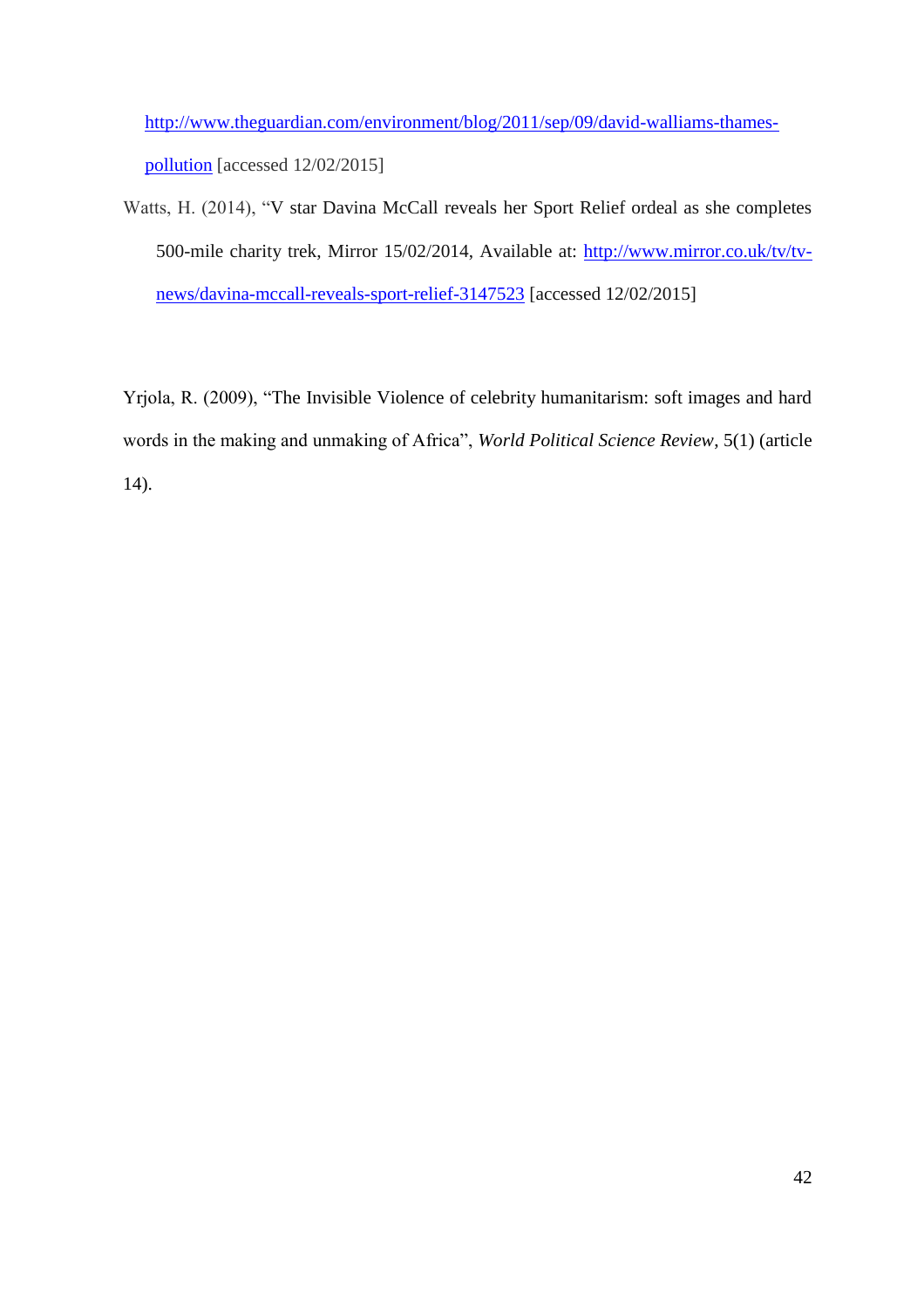http://www.theguardian.com/environment/blog/2011/sep/09/david-walliams-thames-pollution [accessed 12/02/2015]

Watts, H. (2014), "V star Davina McCall reveals her Sport Relief ordeal as she completes 500-mile charity trek, Mirror 15/02/2014, Available at: http://www.mirror.co.uk/tv/tv-news/davina-mccall-reveals-sport-relief-3147523 [accessed 12/02/2015]

Yrjola, R. (2009), "The Invisible Violence of celebrity humanitarism: soft images and hard words in the making and unmaking of Africa", *World Political Science Review*, 5(1) (article 14).